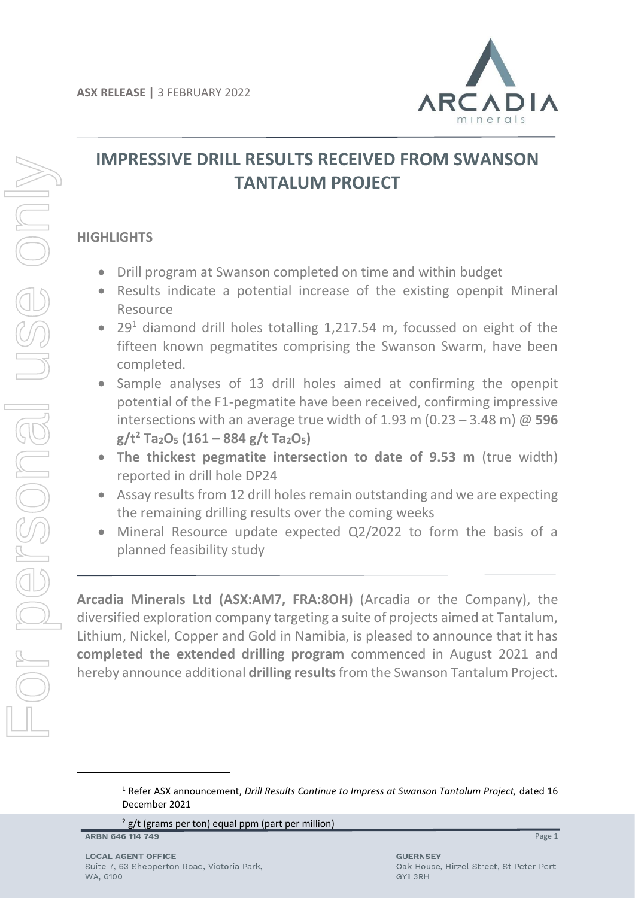ASX RELEASE | 3 FEBRUARY 2022

# IMPRESSIVE DRILL RESULTS RECEIVED FROM SWANSON TANTALUM PROJECT

## HIGHLIGHTS

- Drill program at Swanson completed on time and within budget
- Results indicate a potential increase of the existing openpit Mineral Resource
- 29[1] diamond drill holes totalling 1,217.54 m, focussed on eight of the fifteen known pegmatites comprising the Swanson Swarm, have been completed.
- Sample analyses of 13 drill holes aimed at confirming the openpit potential of the F1-pegmatite have been received, confirming impressive intersections with an average true width of 1.93 m (0.23 – 3.48 m) @ **596 g/t[2] $Ta_2O_5$ (161 – 884 g/t $Ta_2O_5$)**
- **The thickest pegmatite intersection to date of 9.53 m** (true width) reported in drill hole DP24
- Assay results from 12 drill holes remain outstanding and we are expecting the remaining drilling results over the coming weeks
- Mineral Resource update expected Q2/2022 to form the basis of a planned feasibility study

**Arcadia Minerals Ltd (ASX:AM7, FRA:8OH)** (Arcadia or the Company), the diversified exploration company targeting a suite of projects aimed at Tantalum, Lithium, Nickel, Copper and Gold in Namibia, is pleased to announce that it has **completed the extended drilling program** commenced in August 2021 and hereby announce additional **drilling results** from the Swanson Tantalum Project.

[1] Refer ASX announcement, *Drill Results Continue to Impress at Swanson Tantalum Project,* dated 16 December 2021

[2] g/t (grams per ton) equal ppm (part per million)

ARBN 646 114 749

LOCAL AGENT OFFICE
Suite 7, 63 Shepperton Road, Victoria Park, WA, 6100

GUERNSEY
Oak House, Hirzel Street, St Peter Port GY1 3RH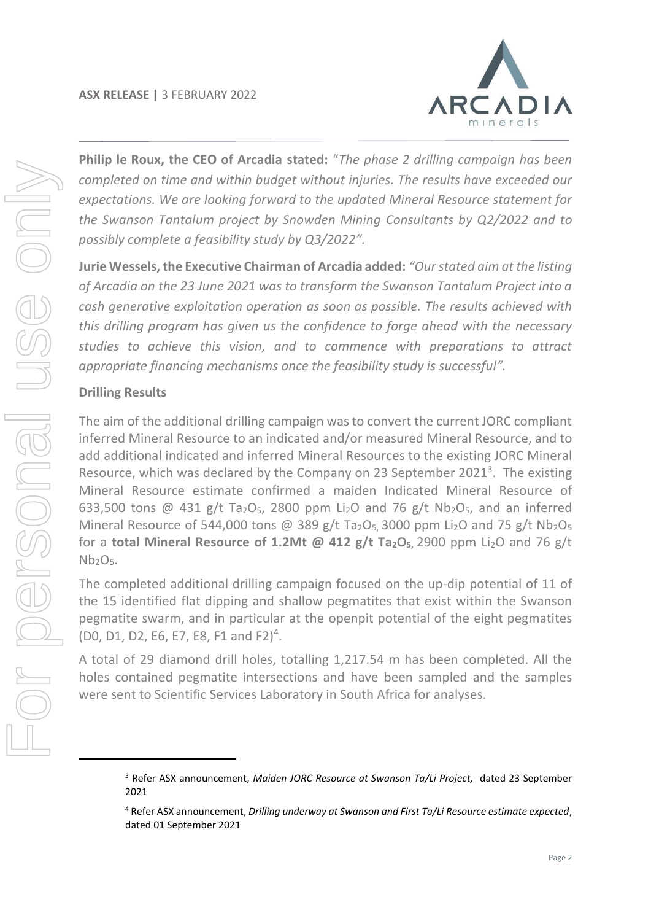**Philip le Roux, the CEO of Arcadia stated:** "*The phase 2 drilling campaign has been completed on time and within budget without injuries. The results have exceeded our expectations. We are looking forward to the updated Mineral Resource statement for the Swanson Tantalum project by Snowden Mining Consultants by Q2/2022 and to possibly complete a feasibility study by Q3/2022".*

**Jurie Wessels, the Executive Chairman of Arcadia added:** *"Our stated aim at the listing of Arcadia on the 23 June 2021 was to transform the Swanson Tantalum Project into a cash generative exploitation operation as soon as possible. The results achieved with this drilling program has given us the confidence to forge ahead with the necessary studies to achieve this vision, and to commence with preparations to attract appropriate financing mechanisms once the feasibility study is successful".*

**Drilling Results**

The aim of the additional drilling campaign was to convert the current JORC compliant inferred Mineral Resource to an indicated and/or measured Mineral Resource, and to add additional indicated and inferred Mineral Resources to the existing JORC Mineral Resource, which was declared by the Company on 23 September 2021[3]. The existing Mineral Resource estimate confirmed a maiden Indicated Mineral Resource of 633,500 tons @ 431 g/t $Ta_2O_5$, 2800 ppm $Li_2O$ and 76 g/t $Nb_2O_5$, and an inferred Mineral Resource of 544,000 tons @ 389 g/t $Ta_2O_5$, 3000 ppm $Li_2O$ and 75 g/t $Nb_2O_5$ for a **total Mineral Resource of 1.2Mt @ 412 g/t $Ta_2O_5$**, 2900 ppm $Li_2O$ and 76 g/t $Nb_2O_5$.

The completed additional drilling campaign focused on the up-dip potential of 11 of the 15 identified flat dipping and shallow pegmatites that exist within the Swanson pegmatite swarm, and in particular at the openpit potential of the eight pegmatites (D0, D1, D2, E6, E7, E8, F1 and F2)[4].

A total of 29 diamond drill holes, totalling 1,217.54 m has been completed. All the holes contained pegmatite intersections and have been sampled and the samples were sent to Scientific Services Laboratory in South Africa for analyses.

---

[3] Refer ASX announcement, *Maiden JORC Resource at Swanson Ta/Li Project,* dated 23 September 2021

[4] Refer ASX announcement, *Drilling underway at Swanson and First Ta/Li Resource estimate expected*, dated 01 September 2021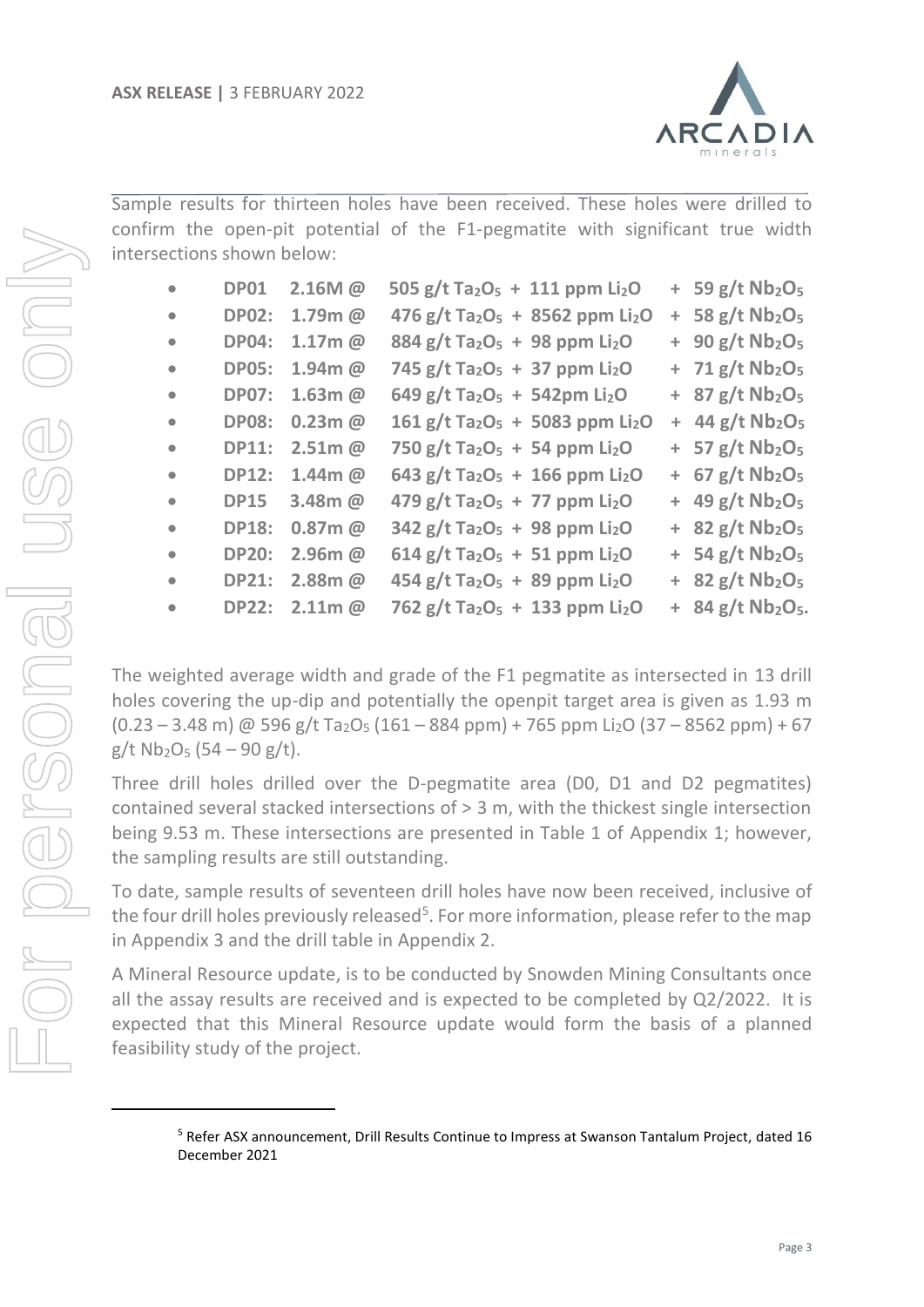Sample results for thirteen holes have been received. These holes were drilled to confirm the open-pit potential of the F1-pegmatite with significant true width intersections shown below:

- **DP01 2.16M @ 505 g/t $Ta_2O_5$ + 111 ppm $Li_2O$ + 59 g/t $Nb_2O_5$**
- **DP02: 1.79m @ 476 g/t $Ta_2O_5$ + 8562 ppm $Li_2O$ + 58 g/t $Nb_2O_5$**
- **DP04: 1.17m @ 884 g/t $Ta_2O_5$ + 98 ppm $Li_2O$ + 90 g/t $Nb_2O_5$**
- **DP05: 1.94m @ 745 g/t $Ta_2O_5$ + 37 ppm $Li_2O$ + 71 g/t $Nb_2O_5$**
- **DP07: 1.63m @ 649 g/t $Ta_2O_5$ + 542pm $Li_2O$ + 87 g/t $Nb_2O_5$**
- **DP08: 0.23m @ 161 g/t $Ta_2O_5$ + 5083 ppm $Li_2O$ + 44 g/t $Nb_2O_5$**
- **DP11: 2.51m @ 750 g/t $Ta_2O_5$ + 54 ppm $Li_2O$ + 57 g/t $Nb_2O_5$**
- **DP12: 1.44m @ 643 g/t $Ta_2O_5$ + 166 ppm $Li_2O$ + 67 g/t $Nb_2O_5$**
- **DP15 3.48m @ 479 g/t $Ta_2O_5$ + 77 ppm $Li_2O$ + 49 g/t $Nb_2O_5$**
- **DP18: 0.87m @ 342 g/t $Ta_2O_5$ + 98 ppm $Li_2O$ + 82 g/t $Nb_2O_5$**
- **DP20: 2.96m @ 614 g/t $Ta_2O_5$ + 51 ppm $Li_2O$ + 54 g/t $Nb_2O_5$**
- **DP21: 2.88m @ 454 g/t $Ta_2O_5$ + 89 ppm $Li_2O$ + 82 g/t $Nb_2O_5$**
- **DP22: 2.11m @ 762 g/t $Ta_2O_5$ + 133 ppm $Li_2O$ + 84 g/t $Nb_2O_5$.**

The weighted average width and grade of the F1 pegmatite as intersected in 13 drill holes covering the up-dip and potentially the openpit target area is given as 1.93 m (0.23 – 3.48 m) @ 596 g/t $Ta_2O_5$ (161 – 884 ppm) + 765 ppm $Li_2O$ (37 – 8562 ppm) + 67 g/t $Nb_2O_5$ (54 – 90 g/t).

Three drill holes drilled over the D-pegmatite area (D0, D1 and D2 pegmatites) contained several stacked intersections of > 3 m, with the thickest single intersection being 9.53 m. These intersections are presented in Table 1 of Appendix 1; however, the sampling results are still outstanding.

To date, sample results of seventeen drill holes have now been received, inclusive of the four drill holes previously released[5]. For more information, please refer to the map in Appendix 3 and the drill table in Appendix 2.

A Mineral Resource update, is to be conducted by Snowden Mining Consultants once all the assay results are received and is expected to be completed by Q2/2022. It is expected that this Mineral Resource update would form the basis of a planned feasibility study of the project.

[5] Refer ASX announcement, Drill Results Continue to Impress at Swanson Tantalum Project, dated 16 December 2021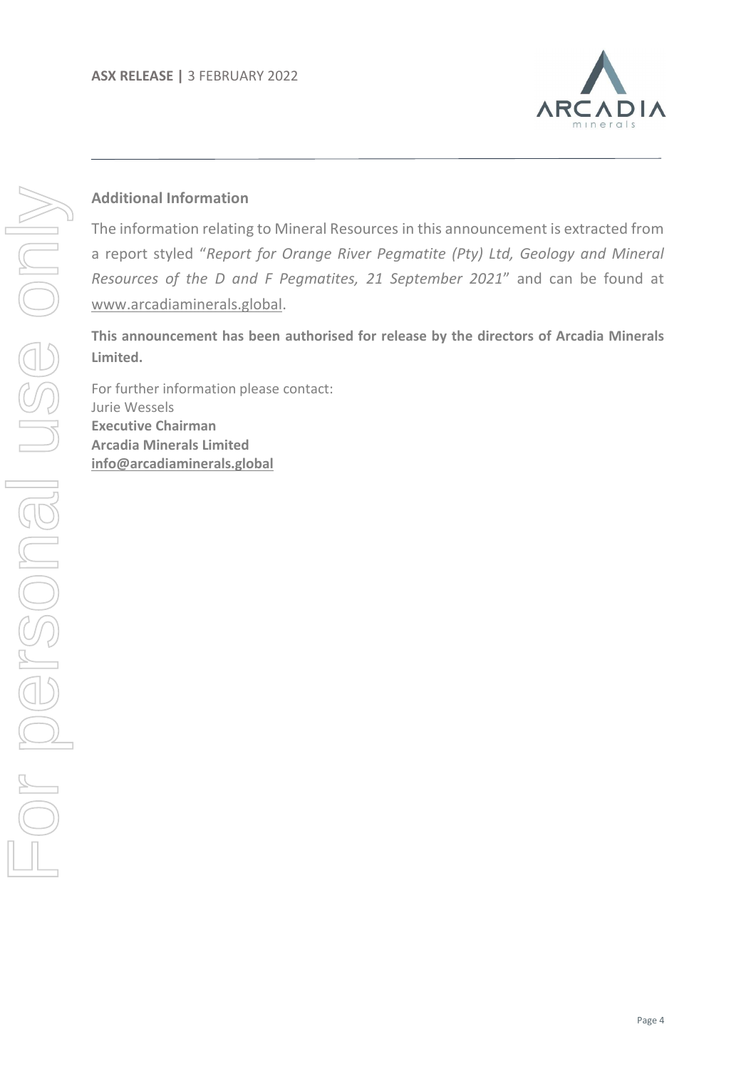## Additional Information

The information relating to Mineral Resources in this announcement is extracted from a report styled "*Report for Orange River Pegmatite (Pty) Ltd, Geology and Mineral Resources of the D and F Pegmatites, 21 September 2021*" and can be found at www.arcadiaminerals.global.

**This announcement has been authorised for release by the directors of Arcadia Minerals Limited.**

For further information please contact:
Jurie Wessels
**Executive Chairman**
**Arcadia Minerals Limited**
**info@arcadiaminerals.global**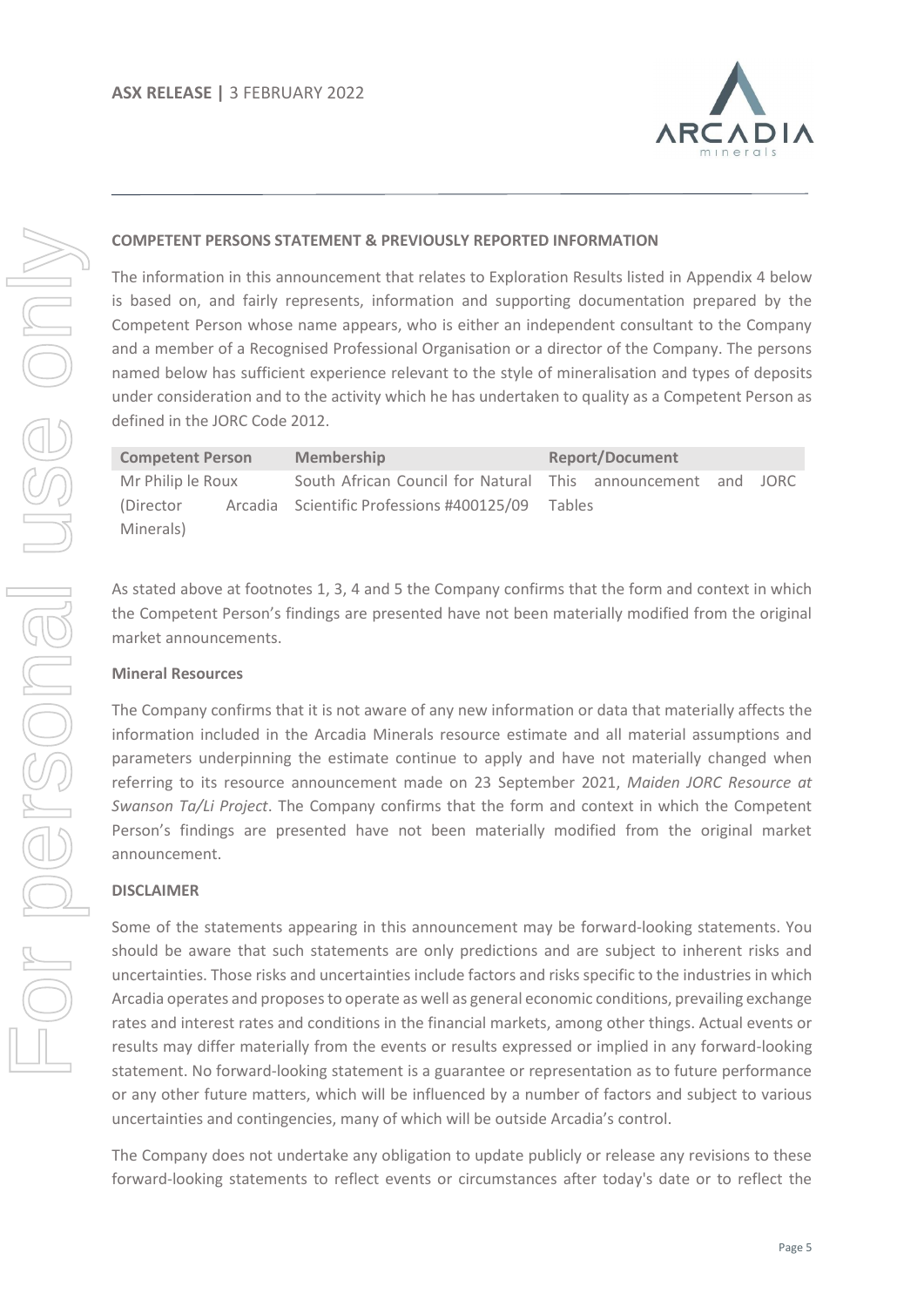## COMPETENT PERSONS STATEMENT & PREVIOUSLY REPORTED INFORMATION

The information in this announcement that relates to Exploration Results listed in Appendix 4 below is based on, and fairly represents, information and supporting documentation prepared by the Competent Person whose name appears, who is either an independent consultant to the Company and a member of a Recognised Professional Organisation or a director of the Company. The persons named below has sufficient experience relevant to the style of mineralisation and types of deposits under consideration and to the activity which he has undertaken to quality as a Competent Person as defined in the JORC Code 2012.

| Competent Person | Membership | Report/Document |
|---|---|---|
| Mr Philip le Roux (Director Arcadia Minerals) | South African Council for Natural Scientific Professions #400125/09 | This announcement and JORC Tables |

As stated above at footnotes 1, 3, 4 and 5 the Company confirms that the form and context in which the Competent Person's findings are presented have not been materially modified from the original market announcements.

### Mineral Resources

The Company confirms that it is not aware of any new information or data that materially affects the information included in the Arcadia Minerals resource estimate and all material assumptions and parameters underpinning the estimate continue to apply and have not materially changed when referring to its resource announcement made on 23 September 2021, *Maiden JORC Resource at Swanson Ta/Li Project*. The Company confirms that the form and context in which the Competent Person's findings are presented have not been materially modified from the original market announcement.

## DISCLAIMER

Some of the statements appearing in this announcement may be forward-looking statements. You should be aware that such statements are only predictions and are subject to inherent risks and uncertainties. Those risks and uncertainties include factors and risks specific to the industries in which Arcadia operates and proposes to operate as well as general economic conditions, prevailing exchange rates and interest rates and conditions in the financial markets, among other things. Actual events or results may differ materially from the events or results expressed or implied in any forward-looking statement. No forward-looking statement is a guarantee or representation as to future performance or any other future matters, which will be influenced by a number of factors and subject to various uncertainties and contingencies, many of which will be outside Arcadia's control.

The Company does not undertake any obligation to update publicly or release any revisions to these forward-looking statements to reflect events or circumstances after today's date or to reflect the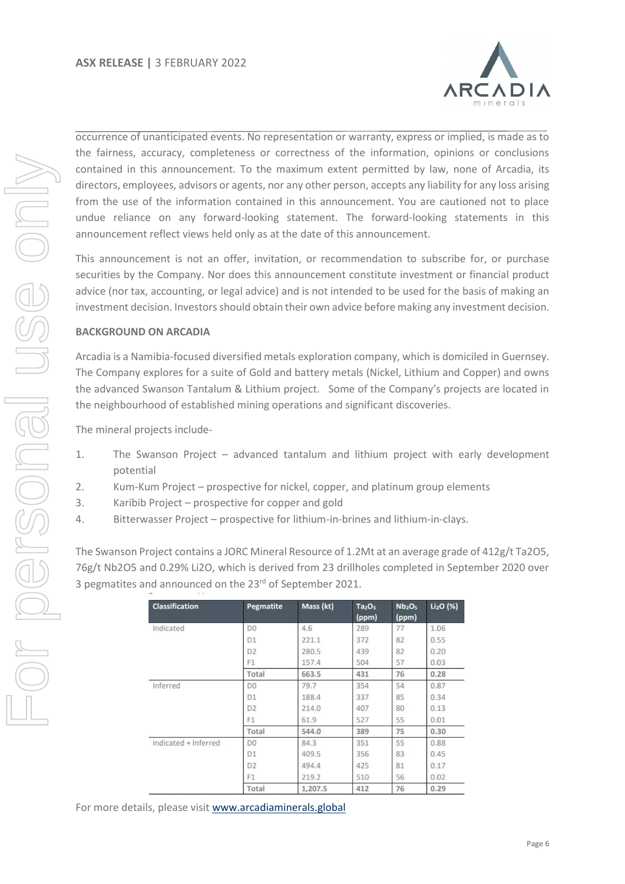occurrence of unanticipated events. No representation or warranty, express or implied, is made as to the fairness, accuracy, completeness or correctness of the information, opinions or conclusions contained in this announcement. To the maximum extent permitted by law, none of Arcadia, its directors, employees, advisors or agents, nor any other person, accepts any liability for any loss arising from the use of the information contained in this announcement. You are cautioned not to place undue reliance on any forward-looking statement. The forward-looking statements in this announcement reflect views held only as at the date of this announcement.

This announcement is not an offer, invitation, or recommendation to subscribe for, or purchase securities by the Company. Nor does this announcement constitute investment or financial product advice (nor tax, accounting, or legal advice) and is not intended to be used for the basis of making an investment decision. Investors should obtain their own advice before making any investment decision.

**BACKGROUND ON ARCADIA**

Arcadia is a Namibia-focused diversified metals exploration company, which is domiciled in Guernsey. The Company explores for a suite of Gold and battery metals (Nickel, Lithium and Copper) and owns the advanced Swanson Tantalum & Lithium project. Some of the Company's projects are located in the neighbourhood of established mining operations and significant discoveries.

The mineral projects include-

1. The Swanson Project – advanced tantalum and lithium project with early development potential
2. Kum-Kum Project – prospective for nickel, copper, and platinum group elements
3. Karibib Project – prospective for copper and gold
4. Bitterwasser Project – prospective for lithium-in-brines and lithium-in-clays.

The Swanson Project contains a JORC Mineral Resource of 1.2Mt at an average grade of 412g/t $Ta_2O_5$, 76g/t $Nb_2O_5$ and 0.29% $Li_2O$, which is derived from 23 drillholes completed in September 2020 over 3 pegmatites and announced on the 23rd of September 2021.

| Classification | Pegmatite | Mass (kt) | $Ta_2O_5$ (ppm) | $Nb_2O_5$ (ppm) | $Li_2O$ (%) |
|---|---|---|---|---|---|
| Indicated | D0 | 4.6 | 289 | 77 | 1.06 |
| | D1 | 221.1 | 372 | 82 | 0.55 |
| | D2 | 280.5 | 439 | 82 | 0.20 |
| | F1 | 157.4 | 504 | 57 | 0.03 |
| | **Total** | **663.5** | **431** | **76** | **0.28** |
| Inferred | D0 | 79.7 | 354 | 54 | 0.87 |
| | D1 | 188.4 | 337 | 85 | 0.34 |
| | D2 | 214.0 | 407 | 80 | 0.13 |
| | F1 | 61.9 | 527 | 55 | 0.01 |
| | **Total** | **544.0** | **389** | **75** | **0.30** |
| Indicated + Inferred | D0 | 84.3 | 351 | 55 | 0.88 |
| | D1 | 409.5 | 356 | 83 | 0.45 |
| | D2 | 494.4 | 425 | 81 | 0.17 |
| | F1 | 219.2 | 510 | 56 | 0.02 |
| | **Total** | **1,207.5** | **412** | **76** | **0.29** |

For more details, please visit [www.arcadiaminerals.global](www.arcadiaminerals.global)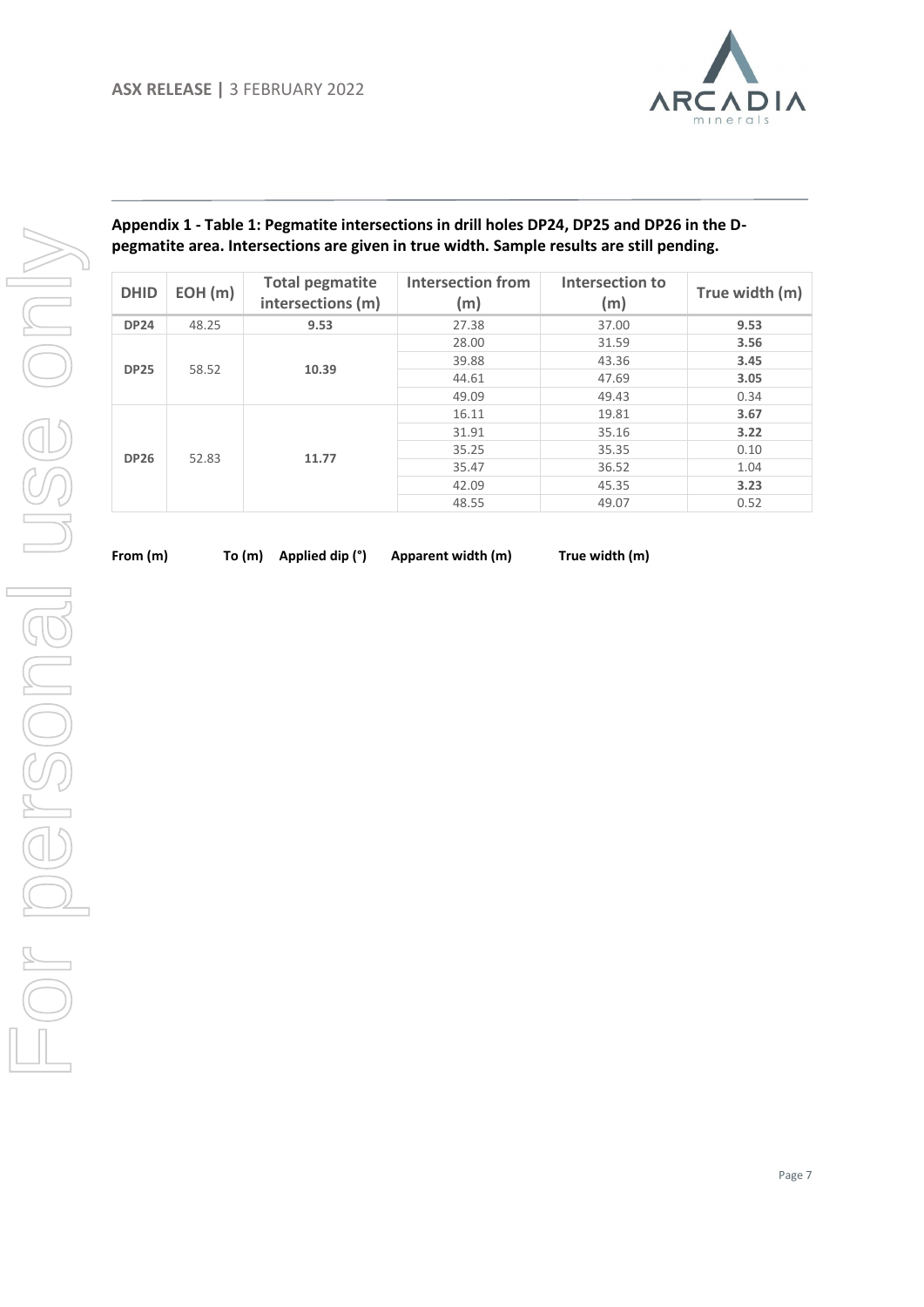**Appendix 1 - Table 1: Pegmatite intersections in drill holes DP24, DP25 and DP26 in the D-pegmatite area. Intersections are given in true width. Sample results are still pending.**

| DHID | EOH (m) | Total pegmatite intersections (m) | Intersection from (m) | Intersection to (m) | True width (m) |
|---|---|---|---|---|---|
| **DP24** | 48.25 | **9.53** | 27.38 | 37.00 | **9.53** |
| **DP25** | 58.52 | **10.39** | 28.00 | 31.59 | **3.56** |
| | | | 39.88 | 43.36 | **3.45** |
| | | | 44.61 | 47.69 | **3.05** |
| | | | 49.09 | 49.43 | 0.34 |
| **DP26** | 52.83 | **11.77** | 16.11 | 19.81 | **3.67** |
| | | | 31.91 | 35.16 | **3.22** |
| | | | 35.25 | 35.35 | 0.10 |
| | | | 35.47 | 36.52 | 1.04 |
| | | | 42.09 | 45.35 | **3.23** |
| | | | 48.55 | 49.07 | 0.52 |

| From (m) | To (m) | Applied dip (°) | Apparent width (m) | True width (m) |
|---|---|---|---|---|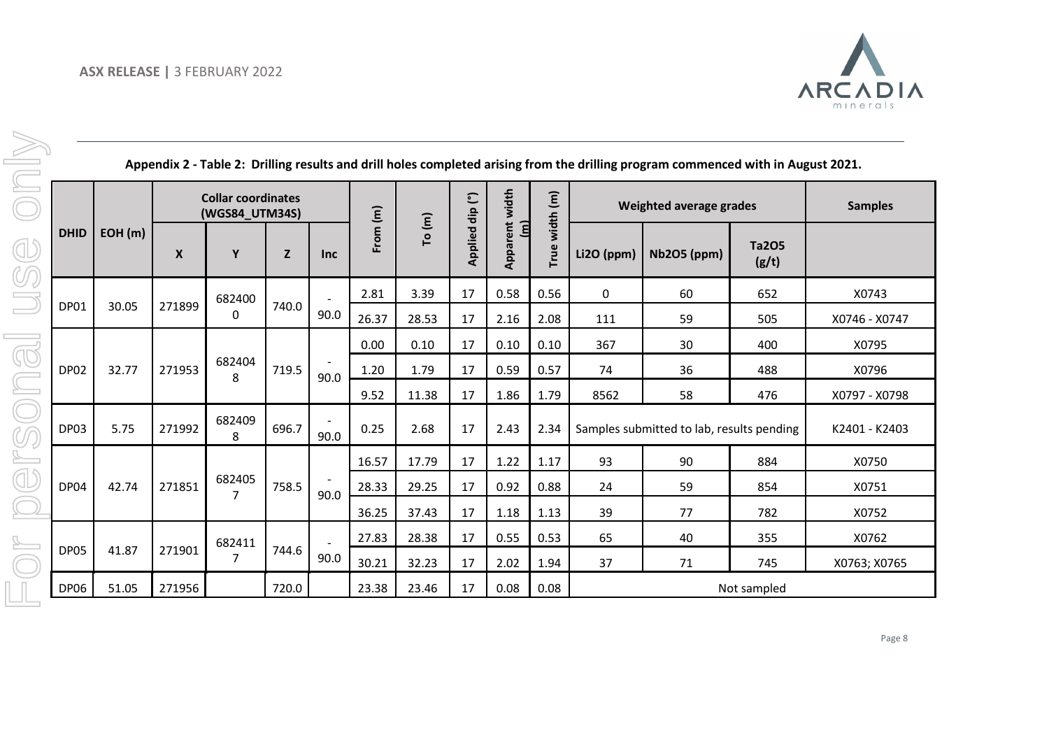**Appendix 2 - Table 2: Drilling results and drill holes completed arising from the drilling program commenced with in August 2021.**

| DHID | EOH (m) | Collar coordinates (WGS84_UTM34S) | | | | From (m) | To (m) | Applied dip (°) | Apparent width (m) | True width (m) | Weighted average grades | | | Samples |
|---|---|---|---|---|---|---|---|---|---|---|---|---|---|---|
| | | X | Y | Z | Inc | | | | | | Li2O (ppm) | Nb2O5 (ppm) | Ta2O5 (g/t) | |
| DP01 | 30.05 | 271899 | 6824000 | 740.0 | -90.0 | 2.81 | 3.39 | 17 | 0.58 | 0.56 | 0 | 60 | 652 | X0743 |
| | | | | | | 26.37 | 28.53 | 17 | 2.16 | 2.08 | 111 | 59 | 505 | X0746 - X0747 |
| DP02 | 32.77 | 271953 | 6824048 | 719.5 | -90.0 | 0.00 | 0.10 | 17 | 0.10 | 0.10 | 367 | 30 | 400 | X0795 |
| | | | | | | 1.20 | 1.79 | 17 | 0.59 | 0.57 | 74 | 36 | 488 | X0796 |
| | | | | | | 9.52 | 11.38 | 17 | 1.86 | 1.79 | 8562 | 58 | 476 | X0797 - X0798 |
| DP03 | 5.75 | 271992 | 6824098 | 696.7 | -90.0 | 0.25 | 2.68 | 17 | 2.43 | 2.34 | Samples submitted to lab, results pending | | | K2401 - K2403 |
| DP04 | 42.74 | 271851 | 6824057 | 758.5 | -90.0 | 16.57 | 17.79 | 17 | 1.22 | 1.17 | 93 | 90 | 884 | X0750 |
| | | | | | | 28.33 | 29.25 | 17 | 0.92 | 0.88 | 24 | 59 | 854 | X0751 |
| | | | | | | 36.25 | 37.43 | 17 | 1.18 | 1.13 | 39 | 77 | 782 | X0752 |
| DP05 | 41.87 | 271901 | 6824117 | 744.6 | -90.0 | 27.83 | 28.38 | 17 | 0.55 | 0.53 | 65 | 40 | 355 | X0762 |
| | | | | | | 30.21 | 32.23 | 17 | 2.02 | 1.94 | 37 | 71 | 745 | X0763; X0765 |
| DP06 | 51.05 | 271956 | | 720.0 | | 23.38 | 23.46 | 17 | 0.08 | 0.08 | Not sampled | | | |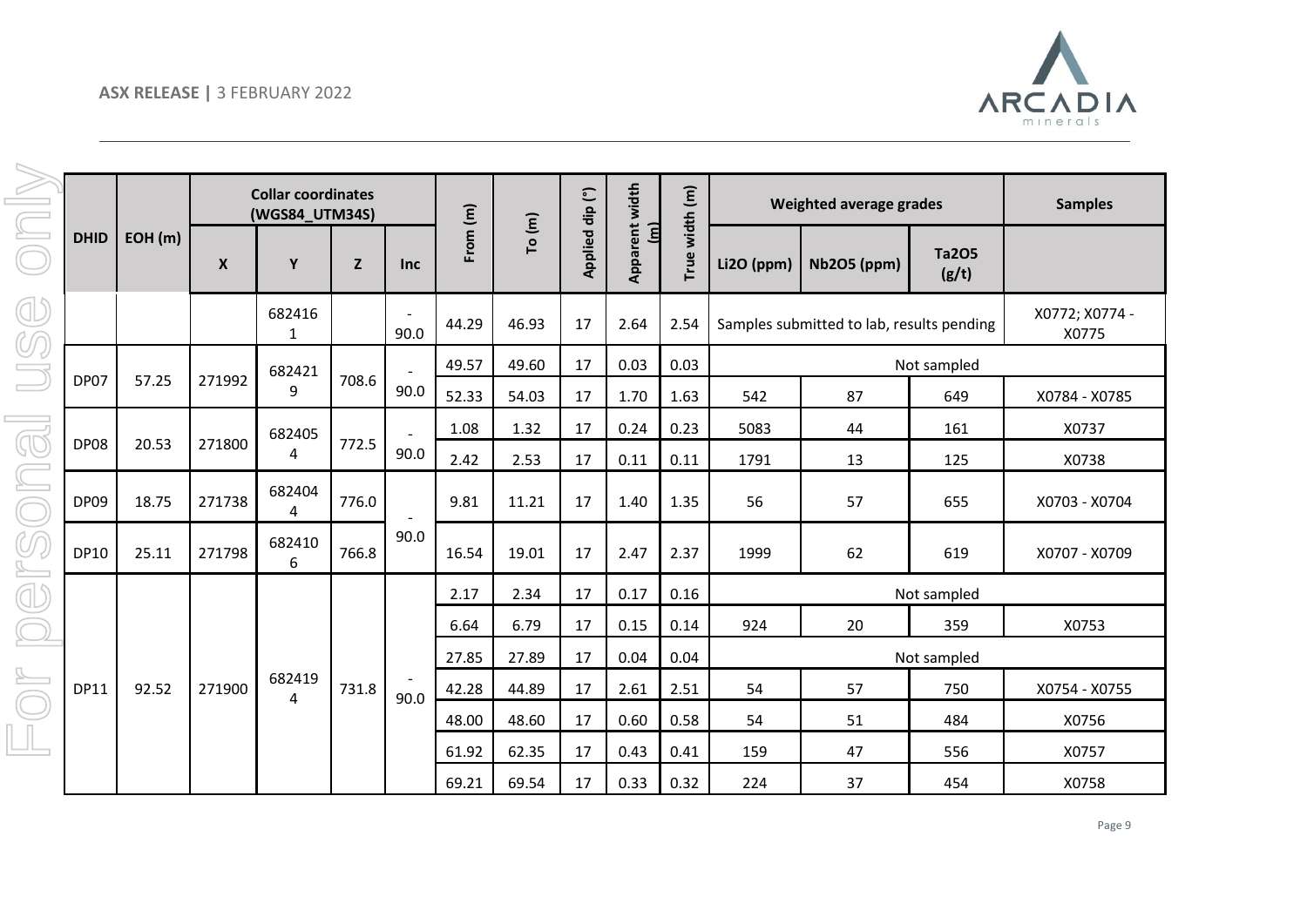| DHID | EOH (m) | Collar coordinates (WGS84_UTM34S) | | | | From (m) | To (m) | Applied dip (°) | Apparent width (m) | True width (m) | Weighted average grades | | | Samples |
|---|---|---|---|---|---|---|---|---|---|---|---|---|---|---|
| | | X | Y | Z | Inc | | | | | | Li2O (ppm) | Nb2O5 (ppm) | Ta2O5 (g/t) | |
| | | | 6824161 | | -90.0 | 44.29 | 46.93 | 17 | 2.64 | 2.54 | Samples submitted to lab, results pending | | | X0772; X0774 - X0775 |
| DP07 | 57.25 | 271992 | 6824219 | 708.6 | -90.0 | 49.57 | 49.60 | 17 | 0.03 | 0.03 | Not sampled | | | |
| | | | | | | 52.33 | 54.03 | 17 | 1.70 | 1.63 | 542 | 87 | 649 | X0784 - X0785 |
| DP08 | 20.53 | 271800 | 6824054 | 772.5 | -90.0 | 1.08 | 1.32 | 17 | 0.24 | 0.23 | 5083 | 44 | 161 | X0737 |
| | | | | | | 2.42 | 2.53 | 17 | 0.11 | 0.11 | 1791 | 13 | 125 | X0738 |
| DP09 | 18.75 | 271738 | 6824044 | 776.0 | -90.0 | 9.81 | 11.21 | 17 | 1.40 | 1.35 | 56 | 57 | 655 | X0703 - X0704 |
| DP10 | 25.11 | 271798 | 6824106 | 766.8 | | 16.54 | 19.01 | 17 | 2.47 | 2.37 | 1999 | 62 | 619 | X0707 - X0709 |
| DP11 | 92.52 | 271900 | 6824194 | 731.8 | -90.0 | 2.17 | 2.34 | 17 | 0.17 | 0.16 | Not sampled | | | |
| | | | | | | 6.64 | 6.79 | 17 | 0.15 | 0.14 | 924 | 20 | 359 | X0753 |
| | | | | | | 27.85 | 27.89 | 17 | 0.04 | 0.04 | Not sampled | | | |
| | | | | | | 42.28 | 44.89 | 17 | 2.61 | 2.51 | 54 | 57 | 750 | X0754 - X0755 |
| | | | | | | 48.00 | 48.60 | 17 | 0.60 | 0.58 | 54 | 51 | 484 | X0756 |
| | | | | | | 61.92 | 62.35 | 17 | 0.43 | 0.41 | 159 | 47 | 556 | X0757 |
| | | | | | | 69.21 | 69.54 | 17 | 0.33 | 0.32 | 224 | 37 | 454 | X0758 |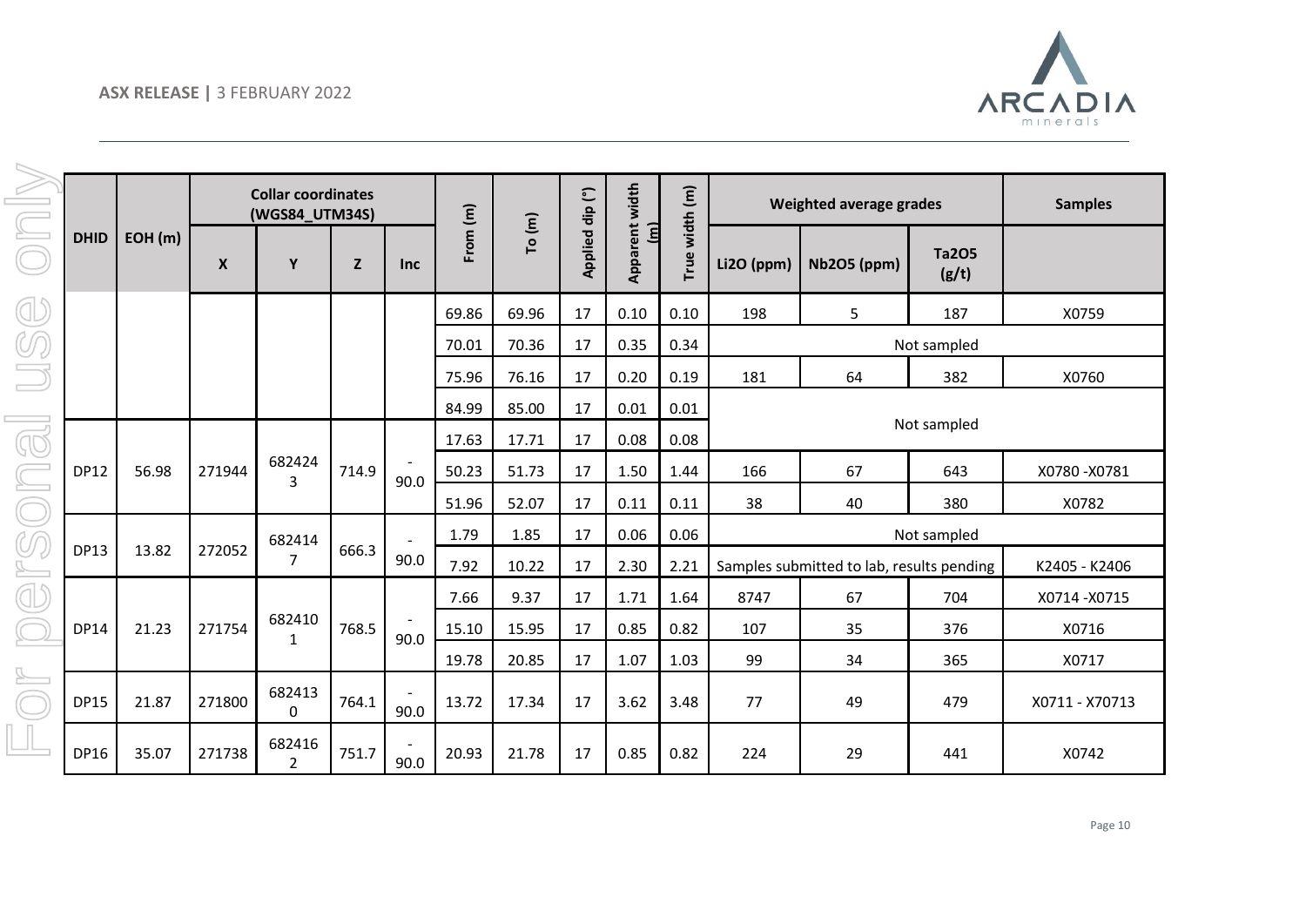| DHID | EOH (m) | Collar coordinates (WGS84_UTM34S) | | | | From (m) | To (m) | Applied dip (°) | Apparent width (m) | True width (m) | Weighted average grades | | | Samples |
|---|---|---|---|---|---|---|---|---|---|---|---|---|---|---|
| | | X | Y | Z | Inc | | | | | | Li2O (ppm) | Nb2O5 (ppm) | Ta2O5 (g/t) | |
| | | | | | | 69.86 | 69.96 | 17 | 0.10 | 0.10 | 198 | 5 | 187 | X0759 |
| | | | | | | 70.01 | 70.36 | 17 | 0.35 | 0.34 | Not sampled | | | |
| | | | | | | 75.96 | 76.16 | 17 | 0.20 | 0.19 | 181 | 64 | 382 | X0760 |
| | | | | | | 84.99 | 85.00 | 17 | 0.01 | 0.01 | Not sampled | | | |
| DP12 | 56.98 | 271944 | 6824243 | 714.9 | -90.0 | 17.63 | 17.71 | 17 | 0.08 | 0.08 | Not sampled | | | |
| | | | | | | 50.23 | 51.73 | 17 | 1.50 | 1.44 | 166 | 67 | 643 | X0780 -X0781 |
| | | | | | | 51.96 | 52.07 | 17 | 0.11 | 0.11 | 38 | 40 | 380 | X0782 |
| DP13 | 13.82 | 272052 | 6824147 | 666.3 | -90.0 | 1.79 | 1.85 | 17 | 0.06 | 0.06 | Not sampled | | | |
| | | | | | | 7.92 | 10.22 | 17 | 2.30 | 2.21 | Samples submitted to lab, results pending | | | K2405 - K2406 |
| DP14 | 21.23 | 271754 | 6824101 | 768.5 | -90.0 | 7.66 | 9.37 | 17 | 1.71 | 1.64 | 8747 | 67 | 704 | X0714 -X0715 |
| | | | | | | 15.10 | 15.95 | 17 | 0.85 | 0.82 | 107 | 35 | 376 | X0716 |
| | | | | | | 19.78 | 20.85 | 17 | 1.07 | 1.03 | 99 | 34 | 365 | X0717 |
| DP15 | 21.87 | 271800 | 6824130 | 764.1 | -90.0 | 13.72 | 17.34 | 17 | 3.62 | 3.48 | 77 | 49 | 479 | X0711 - X70713 |
| DP16 | 35.07 | 271738 | 6824162 | 751.7 | -90.0 | 20.93 | 21.78 | 17 | 0.85 | 0.82 | 224 | 29 | 441 | X0742 |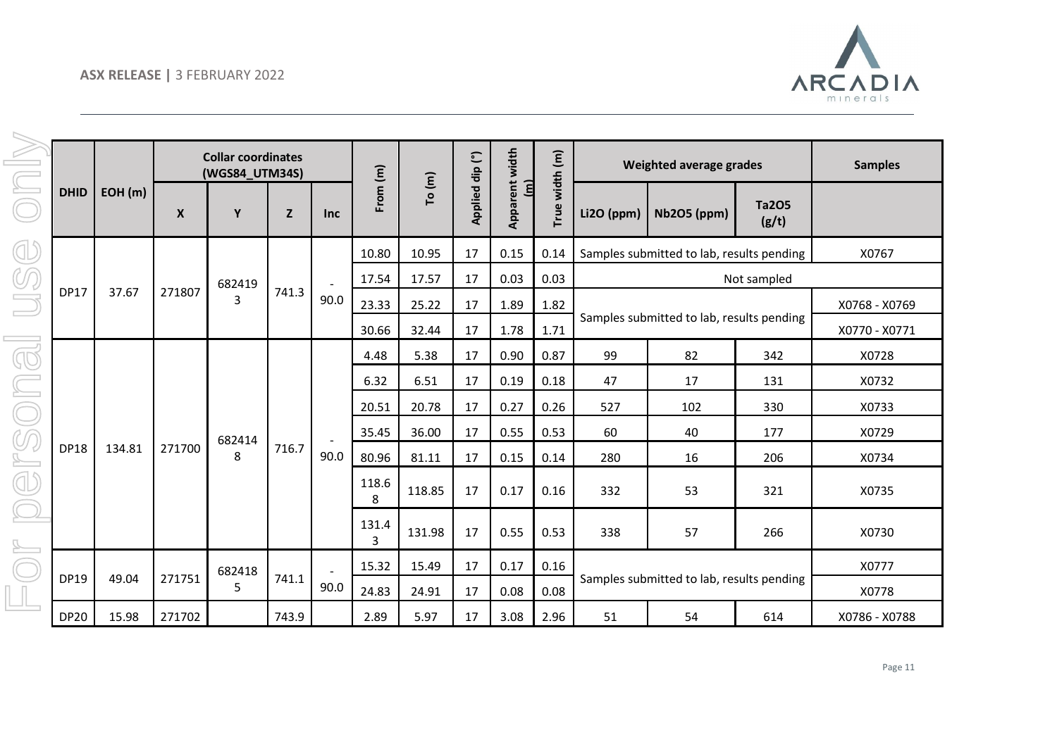| DHID | EOH (m) | Collar coordinates (WGS84_UTM34S) | | | | From (m) | To (m) | Applied dip (°) | Apparent width (m) | True width (m) | Weighted average grades | | | Samples |
|---|---|---|---|---|---|---|---|---|---|---|---|---|---|---|
| | | X | Y | Z | Inc | | | | | | Li2O (ppm) | Nb2O5 (ppm) | Ta2O5 (g/t) | |
| DP17 | 37.67 | 271807 | 6824193 | 741.3 | -90.0 | 10.80 | 10.95 | 17 | 0.15 | 0.14 | Samples submitted to lab, results pending | | | X0767 |
| | | | | | | 17.54 | 17.57 | 17 | 0.03 | 0.03 | Not sampled | | | |
| | | | | | | 23.33 | 25.22 | 17 | 1.89 | 1.82 | Samples submitted to lab, results pending | | | X0768 - X0769 |
| | | | | | | 30.66 | 32.44 | 17 | 1.78 | 1.71 | | | | X0770 - X0771 |
| DP18 | 134.81 | 271700 | 6824148 | 716.7 | -90.0 | 4.48 | 5.38 | 17 | 0.90 | 0.87 | 99 | 82 | 342 | X0728 |
| | | | | | | 6.32 | 6.51 | 17 | 0.19 | 0.18 | 47 | 17 | 131 | X0732 |
| | | | | | | 20.51 | 20.78 | 17 | 0.27 | 0.26 | 527 | 102 | 330 | X0733 |
| | | | | | | 35.45 | 36.00 | 17 | 0.55 | 0.53 | 60 | 40 | 177 | X0729 |
| | | | | | | 80.96 | 81.11 | 17 | 0.15 | 0.14 | 280 | 16 | 206 | X0734 |
| | | | | | | 118.68 | 118.85 | 17 | 0.17 | 0.16 | 332 | 53 | 321 | X0735 |
| | | | | | | 131.43 | 131.98 | 17 | 0.55 | 0.53 | 338 | 57 | 266 | X0730 |
| DP19 | 49.04 | 271751 | 6824185 | 741.1 | -90.0 | 15.32 | 15.49 | 17 | 0.17 | 0.16 | Samples submitted to lab, results pending | | | X0777 |
| | | | | | | 24.83 | 24.91 | 17 | 0.08 | 0.08 | | | | X0778 |
| DP20 | 15.98 | 271702 | | 743.9 | | 2.89 | 5.97 | 17 | 3.08 | 2.96 | 51 | 54 | 614 | X0786 - X0788 |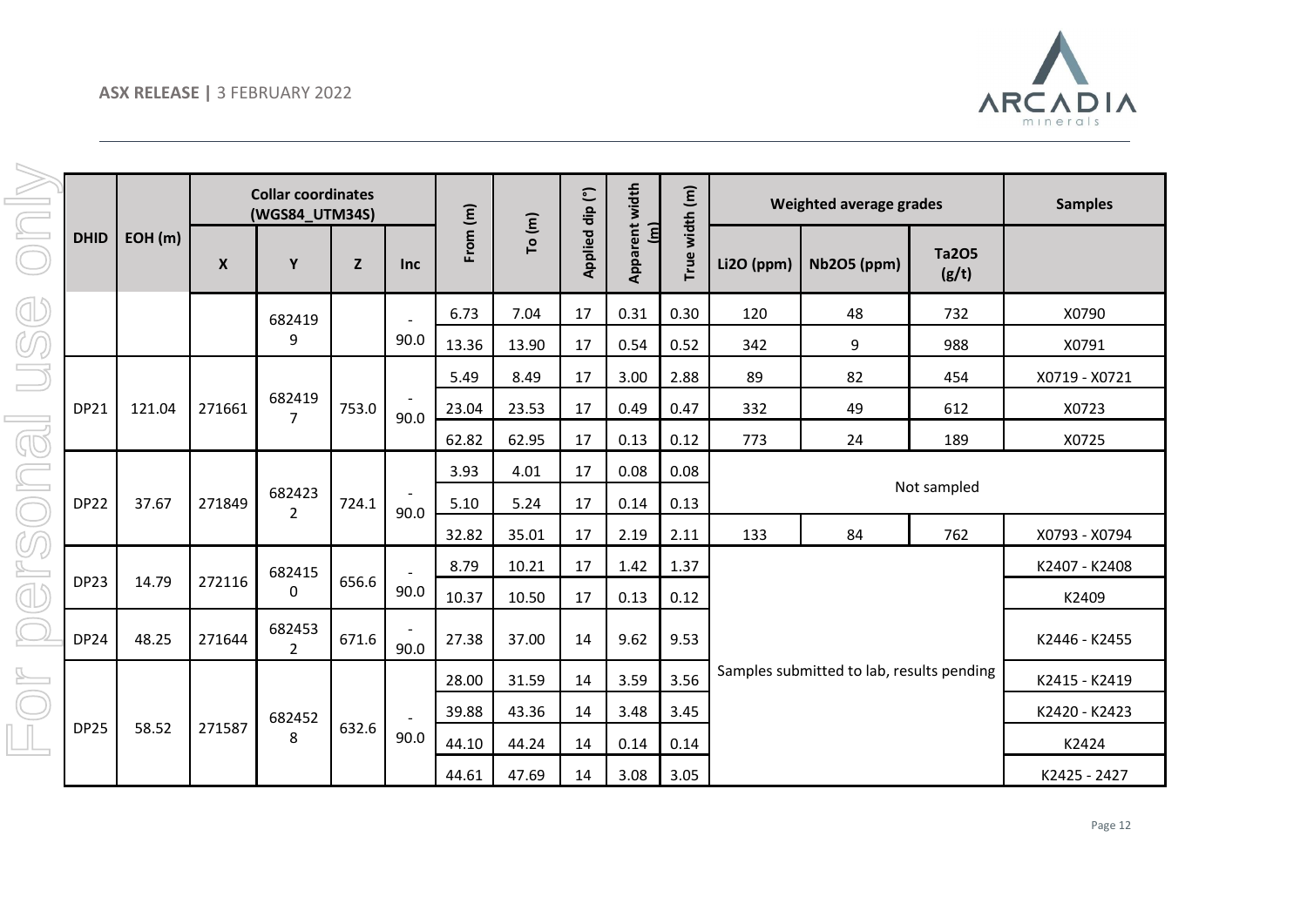| DHID | EOH (m) | Collar coordinates (WGS84_UTM34S) | | | | From (m) | To (m) | Applied dip (°) | Apparent width (m) | True width (m) | Weighted average grades | | | Samples |
|---|---|---|---|---|---|---|---|---|---|---|---|---|---|---|
| | | X | Y | Z | Inc | | | | | | Li2O (ppm) | Nb2O5 (ppm) | Ta2O5 (g/t) | |
| | | | 6824199 | | -90.0 | 6.73 | 7.04 | 17 | 0.31 | 0.30 | 120 | 48 | 732 | X0790 |
| | | | | | | 13.36 | 13.90 | 17 | 0.54 | 0.52 | 342 | 9 | 988 | X0791 |
| DP21 | 121.04 | 271661 | 6824197 | 753.0 | -90.0 | 5.49 | 8.49 | 17 | 3.00 | 2.88 | 89 | 82 | 454 | X0719 - X0721 |
| | | | | | | 23.04 | 23.53 | 17 | 0.49 | 0.47 | 332 | 49 | 612 | X0723 |
| | | | | | | 62.82 | 62.95 | 17 | 0.13 | 0.12 | 773 | 24 | 189 | X0725 |
| DP22 | 37.67 | 271849 | 6824232 | 724.1 | -90.0 | 3.93 | 4.01 | 17 | 0.08 | 0.08 | Not sampled | | | |
| | | | | | | 5.10 | 5.24 | 17 | 0.14 | 0.13 | | | | |
| | | | | | | 32.82 | 35.01 | 17 | 2.19 | 2.11 | 133 | 84 | 762 | X0793 - X0794 |
| DP23 | 14.79 | 272116 | 6824150 | 656.6 | -90.0 | 8.79 | 10.21 | 17 | 1.42 | 1.37 | Samples submitted to lab, results pending | | | K2407 - K2408 |
| | | | | | | 10.37 | 10.50 | 17 | 0.13 | 0.12 | | | | K2409 |
| DP24 | 48.25 | 271644 | 6824532 | 671.6 | -90.0 | 27.38 | 37.00 | 14 | 9.62 | 9.53 | | | | K2446 - K2455 |
| DP25 | 58.52 | 271587 | 6824528 | 632.6 | -90.0 | 28.00 | 31.59 | 14 | 3.59 | 3.56 | | | | K2415 - K2419 |
| | | | | | | 39.88 | 43.36 | 14 | 3.48 | 3.45 | | | | K2420 - K2423 |
| | | | | | | 44.10 | 44.24 | 14 | 0.14 | 0.14 | | | | K2424 |
| | | | | | | 44.61 | 47.69 | 14 | 3.08 | 3.05 | | | | K2425 - 2427 |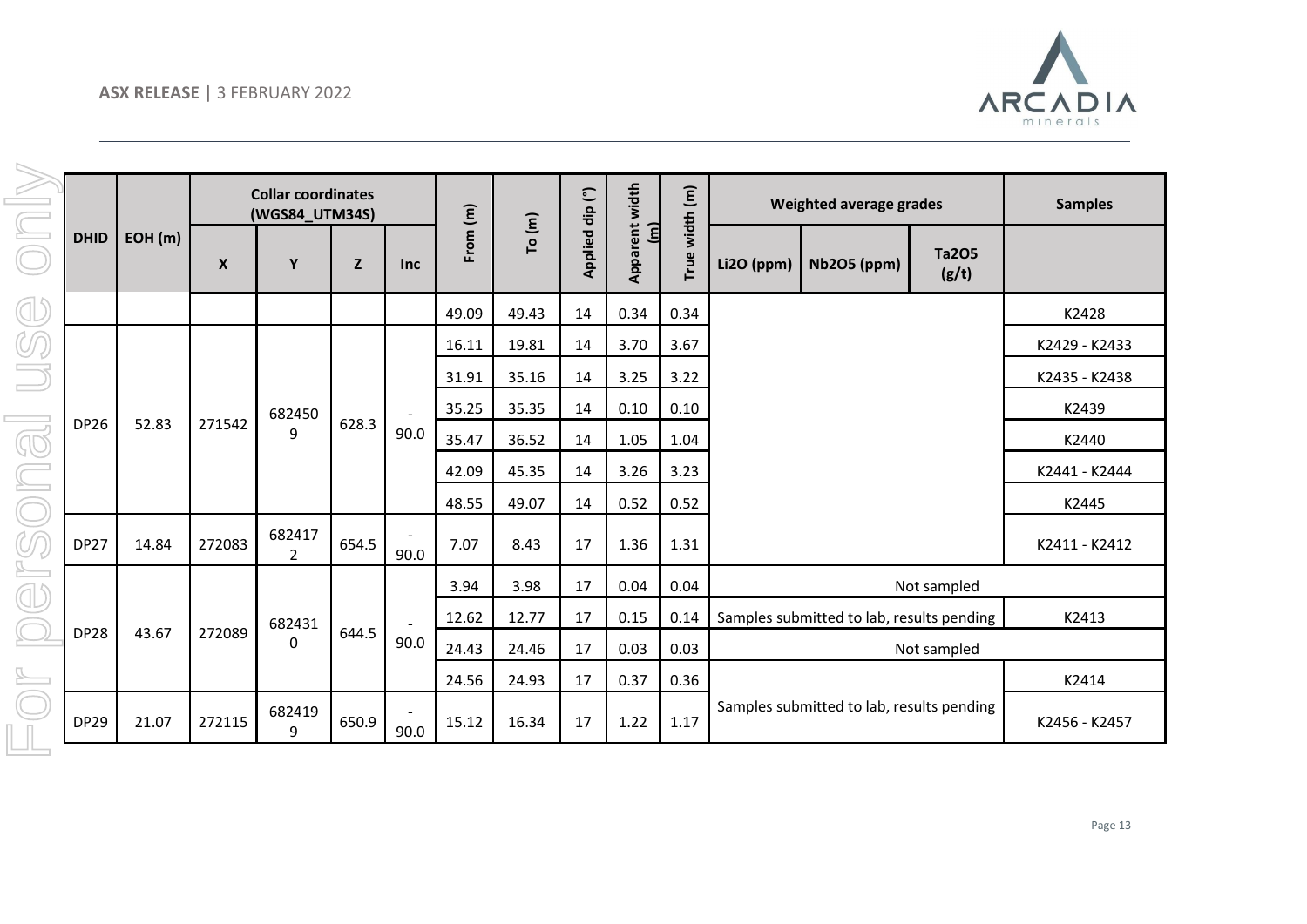| DHID | EOH (m) | Collar coordinates (WGS84_UTM34S) | | | | From (m) | To (m) | Applied dip (°) | Apparent width (m) | True width (m) | Weighted average grades | | | Samples |
|---|---|---|---|---|---|---|---|---|---|---|---|---|---|---|
| | | X | Y | Z | Inc | | | | | | Li2O (ppm) | Nb2O5 (ppm) | Ta2O5 (g/t) | |
| | | | | | | 49.09 | 49.43 | 14 | 0.34 | 0.34 | | | | K2428 |
| DP26 | 52.83 | 271542 | 6824509 | 628.3 | -90.0 | 16.11 | 19.81 | 14 | 3.70 | 3.67 | | | | K2429 - K2433 |
| | | | | | | 31.91 | 35.16 | 14 | 3.25 | 3.22 | | | | K2435 - K2438 |
| | | | | | | 35.25 | 35.35 | 14 | 0.10 | 0.10 | | | | K2439 |
| | | | | | | 35.47 | 36.52 | 14 | 1.05 | 1.04 | | | | K2440 |
| | | | | | | 42.09 | 45.35 | 14 | 3.26 | 3.23 | | | | K2441 - K2444 |
| | | | | | | 48.55 | 49.07 | 14 | 0.52 | 0.52 | | | | K2445 |
| DP27 | 14.84 | 272083 | 6824172 | 654.5 | -90.0 | 7.07 | 8.43 | 17 | 1.36 | 1.31 | | | | K2411 - K2412 |
| DP28 | 43.67 | 272089 | 6824310 | 644.5 | -90.0 | 3.94 | 3.98 | 17 | 0.04 | 0.04 | Not sampled | | | |
| | | | | | | 12.62 | 12.77 | 17 | 0.15 | 0.14 | Samples submitted to lab, results pending | | | K2413 |
| | | | | | | 24.43 | 24.46 | 17 | 0.03 | 0.03 | Not sampled | | | |
| | | | | | | 24.56 | 24.93 | 17 | 0.37 | 0.36 | Samples submitted to lab, results pending | | | K2414 |
| DP29 | 21.07 | 272115 | 6824199 | 650.9 | -90.0 | 15.12 | 16.34 | 17 | 1.22 | 1.17 | Samples submitted to lab, results pending | | | K2456 - K2457 |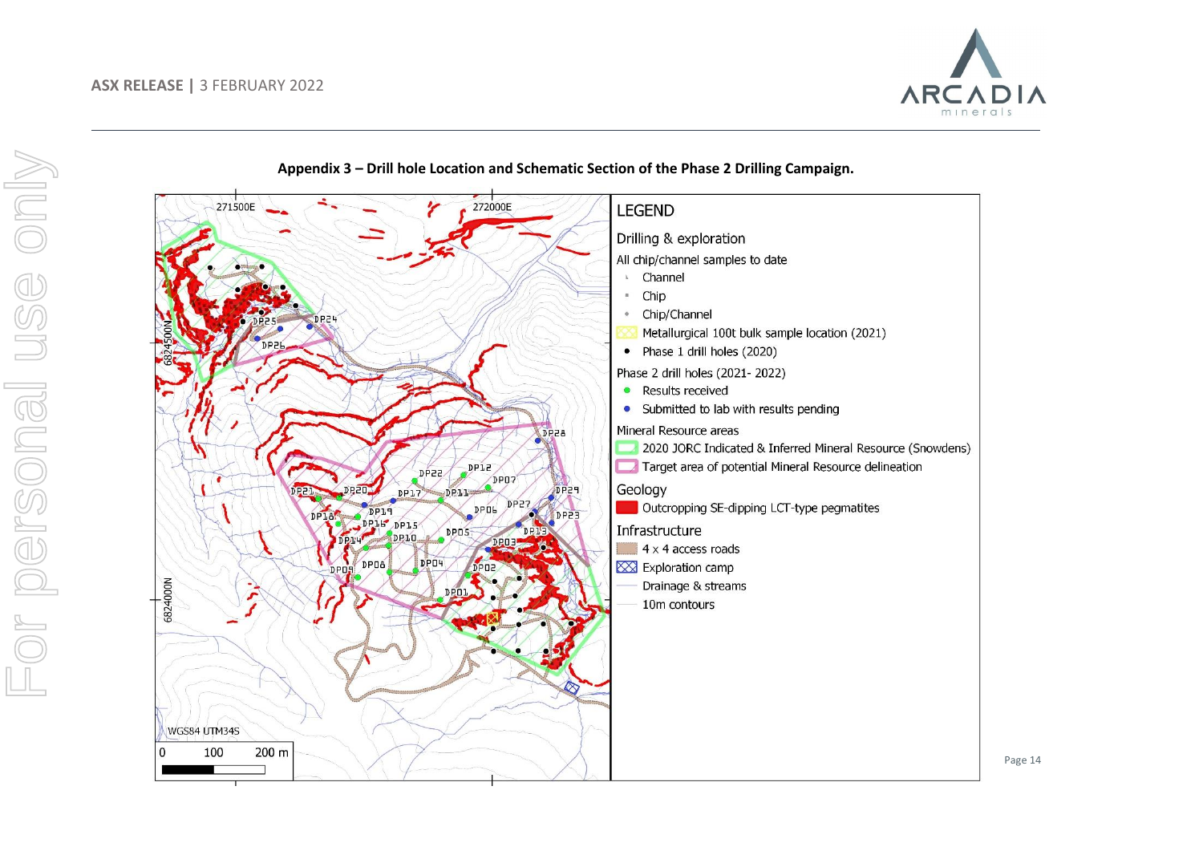**Appendix 3 – Drill hole Location and Schematic Section of the Phase 2 Drilling Campaign.**

271500E 272000E

6824500N

6824000N

WGS84 UTM34S

0 100 200 m

LEGEND

Drilling & exploration

All chip/channel samples to date

- Channel
- Chip
- Chip/Channel
- Metallurgical 100t bulk sample location (2021)
- Phase 1 drill holes (2020)

Phase 2 drill holes (2021- 2022)

- Results received
- Submitted to lab with results pending

Mineral Resource areas

- 2020 JORC Indicated & Inferred Mineral Resource (Snowdens)
- Target area of potential Mineral Resource delineation

Geology

- Outcropping SE-dipping LCT-type pegmatites

Infrastructure

- 4 x 4 access roads
- Exploration camp
- Drainage & streams
- 10m contours

DP01, DP02, DP03, DP04, DP05, DP06, DP07, DP08, DP09, DP10, DP11, DP12, DP13, DP14, DP15, DP16, DP17, DP18, DP19, DP20, DP21, DP22, DP23, DP24, DP25, DP26, DP27, DP28, DP29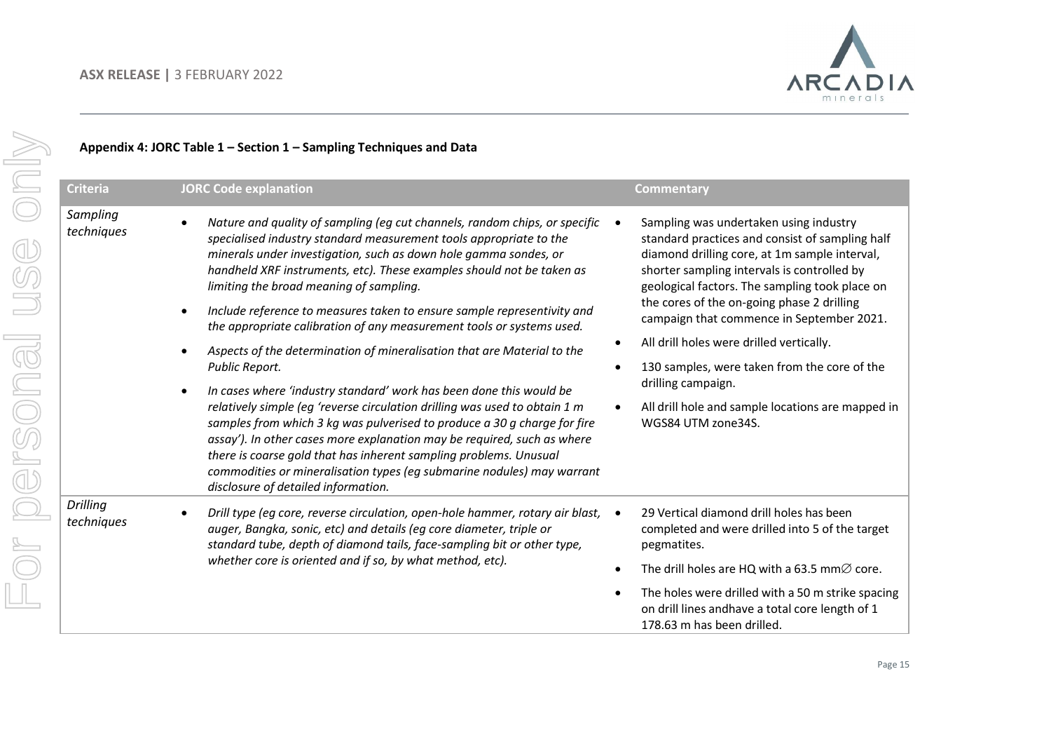**Appendix 4: JORC Table 1 – Section 1 – Sampling Techniques and Data**

| Criteria | JORC Code explanation | Commentary |
|---|---|---|
| *Sampling techniques* | • *Nature and quality of sampling (eg cut channels, random chips, or specific specialised industry standard measurement tools appropriate to the minerals under investigation, such as down hole gamma sondes, or handheld XRF instruments, etc). These examples should not be taken as limiting the broad meaning of sampling.*<br>• *Include reference to measures taken to ensure sample representivity and the appropriate calibration of any measurement tools or systems used.*<br>• *Aspects of the determination of mineralisation that are Material to the Public Report.*<br>• *In cases where 'industry standard' work has been done this would be relatively simple (eg 'reverse circulation drilling was used to obtain 1 m samples from which 3 kg was pulverised to produce a 30 g charge for fire assay'). In other cases more explanation may be required, such as where there is coarse gold that has inherent sampling problems. Unusual commodities or mineralisation types (eg submarine nodules) may warrant disclosure of detailed information.* | • Sampling was undertaken using industry standard practices and consist of sampling half diamond drilling core, at 1m sample interval, shorter sampling intervals is controlled by geological factors. The sampling took place on the cores of the on-going phase 2 drilling campaign that commence in September 2021.<br>• All drill holes were drilled vertically.<br>• 130 samples, were taken from the core of the drilling campaign.<br>• All drill hole and sample locations are mapped in WGS84 UTM zone34S. |
| *Drilling techniques* | • *Drill type (eg core, reverse circulation, open-hole hammer, rotary air blast, auger, Bangka, sonic, etc) and details (eg core diameter, triple or standard tube, depth of diamond tails, face-sampling bit or other type, whether core is oriented and if so, by what method, etc).* | • 29 Vertical diamond drill holes has been completed and were drilled into 5 of the target pegmatites.<br>• The drill holes are HQ with a 63.5 mm∅ core.<br>• The holes were drilled with a 50 m strike spacing on drill lines andhave a total core length of 1 178.63 m has been drilled. |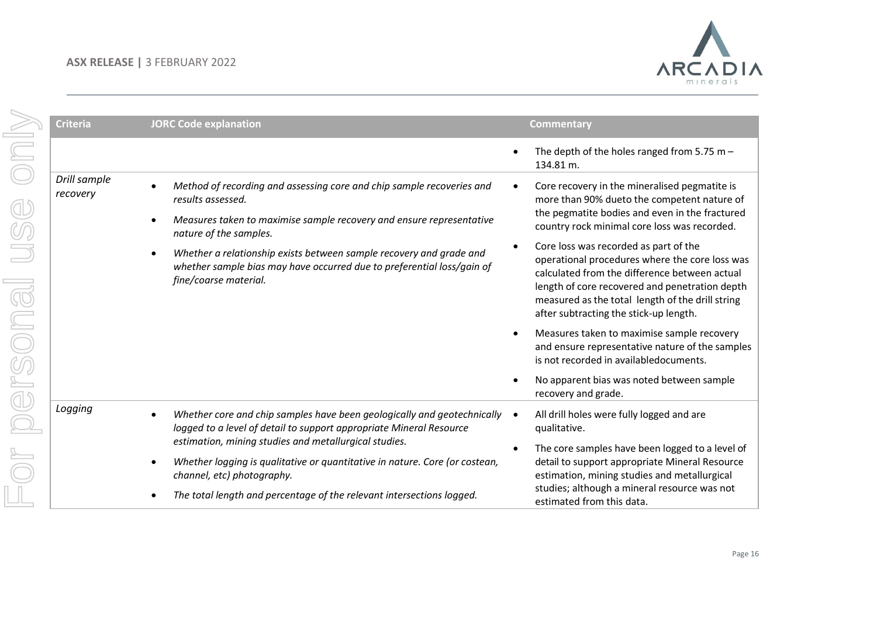| Criteria | JORC Code explanation | Commentary |
|---|---|---|
| | | • The depth of the holes ranged from 5.75 m – 134.81 m. |
| *Drill sample recovery* | • *Method of recording and assessing core and chip sample recoveries and results assessed.*<br>• *Measures taken to maximise sample recovery and ensure representative nature of the samples.*<br>• *Whether a relationship exists between sample recovery and grade and whether sample bias may have occurred due to preferential loss/gain of fine/coarse material.* | • Core recovery in the mineralised pegmatite is more than 90% dueto the competent nature of the pegmatite bodies and even in the fractured country rock minimal core loss was recorded.<br>• Core loss was recorded as part of the operational procedures where the core loss was calculated from the difference between actual length of core recovered and penetration depth measured as the total length of the drill string after subtracting the stick-up length.<br>• Measures taken to maximise sample recovery and ensure representative nature of the samples is not recorded in availabledocuments.<br>• No apparent bias was noted between sample recovery and grade. |
| *Logging* | • *Whether core and chip samples have been geologically and geotechnically logged to a level of detail to support appropriate Mineral Resource estimation, mining studies and metallurgical studies.*<br>• *Whether logging is qualitative or quantitative in nature. Core (or costean, channel, etc) photography.*<br>• *The total length and percentage of the relevant intersections logged.* | • All drill holes were fully logged and are qualitative.<br>• The core samples have been logged to a level of detail to support appropriate Mineral Resource estimation, mining studies and metallurgical studies; although a mineral resource was not estimated from this data. |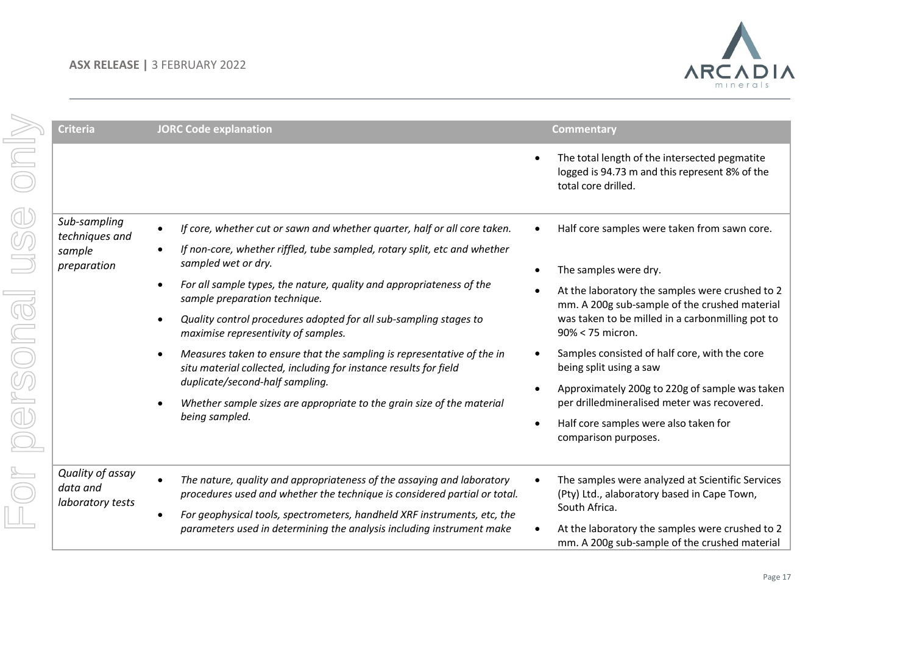| Criteria | JORC Code explanation | Commentary |
| --- | --- | --- |
| | | • The total length of the intersected pegmatite logged is 94.73 m and this represent 8% of the total core drilled. |
| *Sub-sampling techniques and sample preparation* | • *If core, whether cut or sawn and whether quarter, half or all core taken.*<br>• *If non-core, whether riffled, tube sampled, rotary split, etc and whether sampled wet or dry.*<br>• *For all sample types, the nature, quality and appropriateness of the sample preparation technique.*<br>• *Quality control procedures adopted for all sub-sampling stages to maximise representivity of samples.*<br>• *Measures taken to ensure that the sampling is representative of the in situ material collected, including for instance results for field duplicate/second-half sampling.*<br>• *Whether sample sizes are appropriate to the grain size of the material being sampled.* | • Half core samples were taken from sawn core.<br>• The samples were dry.<br>• At the laboratory the samples were crushed to 2 mm. A 200g sub-sample of the crushed material was taken to be milled in a carbonmilling pot to 90% < 75 micron.<br>• Samples consisted of half core, with the core being split using a saw<br>• Approximately 200g to 220g of sample was taken per drilledmineralised meter was recovered.<br>• Half core samples were also taken for comparison purposes. |
| *Quality of assay data and laboratory tests* | • *The nature, quality and appropriateness of the assaying and laboratory procedures used and whether the technique is considered partial or total.*<br>• *For geophysical tools, spectrometers, handheld XRF instruments, etc, the parameters used in determining the analysis including instrument make* | • The samples were analyzed at Scientific Services (Pty) Ltd., alaboratory based in Cape Town, South Africa.<br>• At the laboratory the samples were crushed to 2 mm. A 200g sub-sample of the crushed material |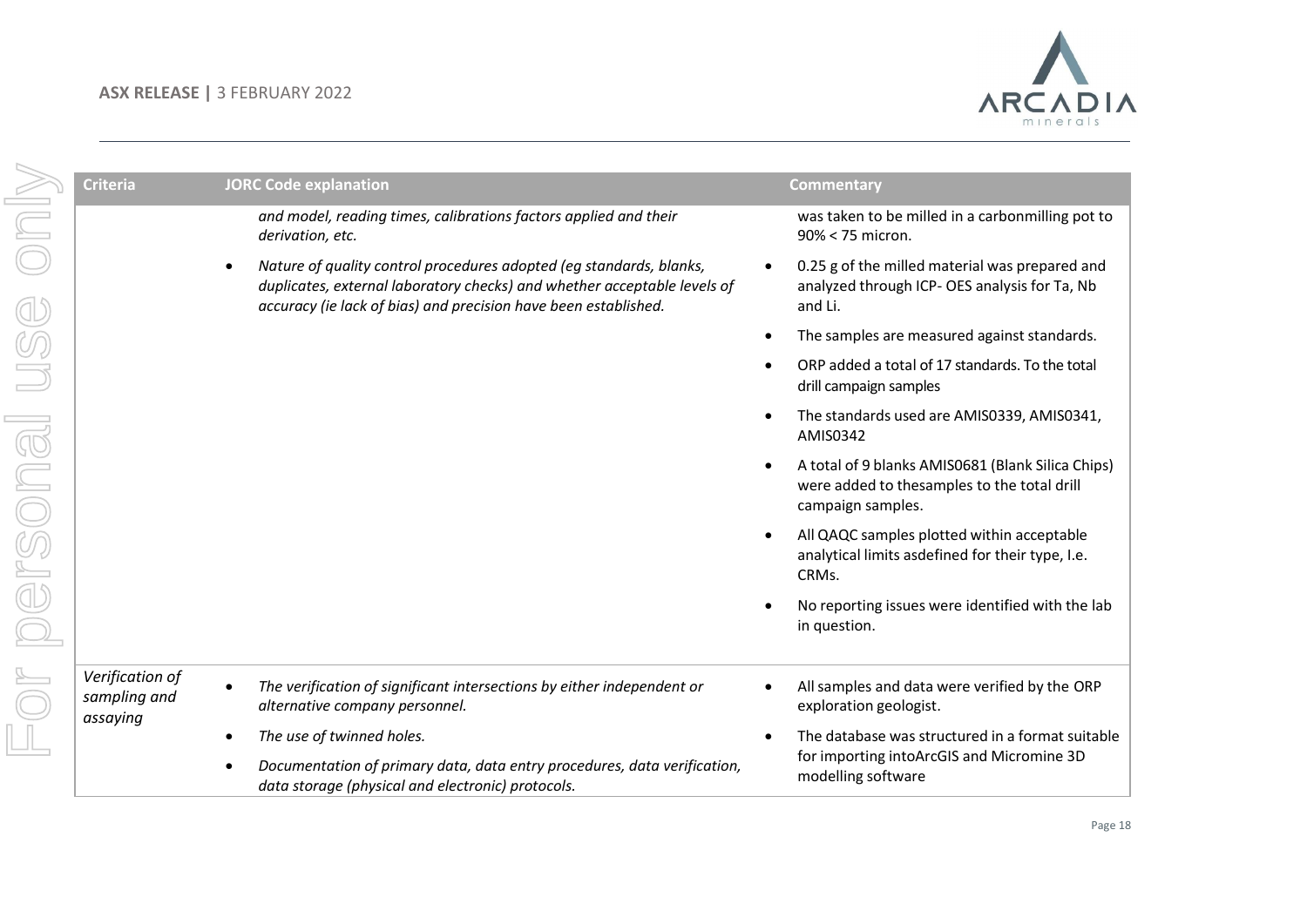| Criteria | JORC Code explanation | Commentary |
| --- | --- | --- |
| | *and model, reading times, calibrations factors applied and their derivation, etc.*<br>• *Nature of quality control procedures adopted (eg standards, blanks, duplicates, external laboratory checks) and whether acceptable levels of accuracy (ie lack of bias) and precision have been established.* | was taken to be milled in a carbonmilling pot to 90% < 75 micron.<br>• 0.25 g of the milled material was prepared and analyzed through ICP- OES analysis for Ta, Nb and Li.<br>• The samples are measured against standards.<br>• ORP added a total of 17 standards. To the total drill campaign samples<br>• The standards used are AMIS0339, AMIS0341, AMIS0342<br>• A total of 9 blanks AMIS0681 (Blank Silica Chips) were added to thesamples to the total drill campaign samples.<br>• All QAQC samples plotted within acceptable analytical limits asdefined for their type, I.e. CRMs.<br>• No reporting issues were identified with the lab in question. |
| *Verification of sampling and assaying* | • *The verification of significant intersections by either independent or alternative company personnel.*<br>• *The use of twinned holes.*<br>• *Documentation of primary data, data entry procedures, data verification, data storage (physical and electronic) protocols.* | • All samples and data were verified by the ORP exploration geologist.<br>• The database was structured in a format suitable for importing intoArcGIS and Micromine 3D modelling software |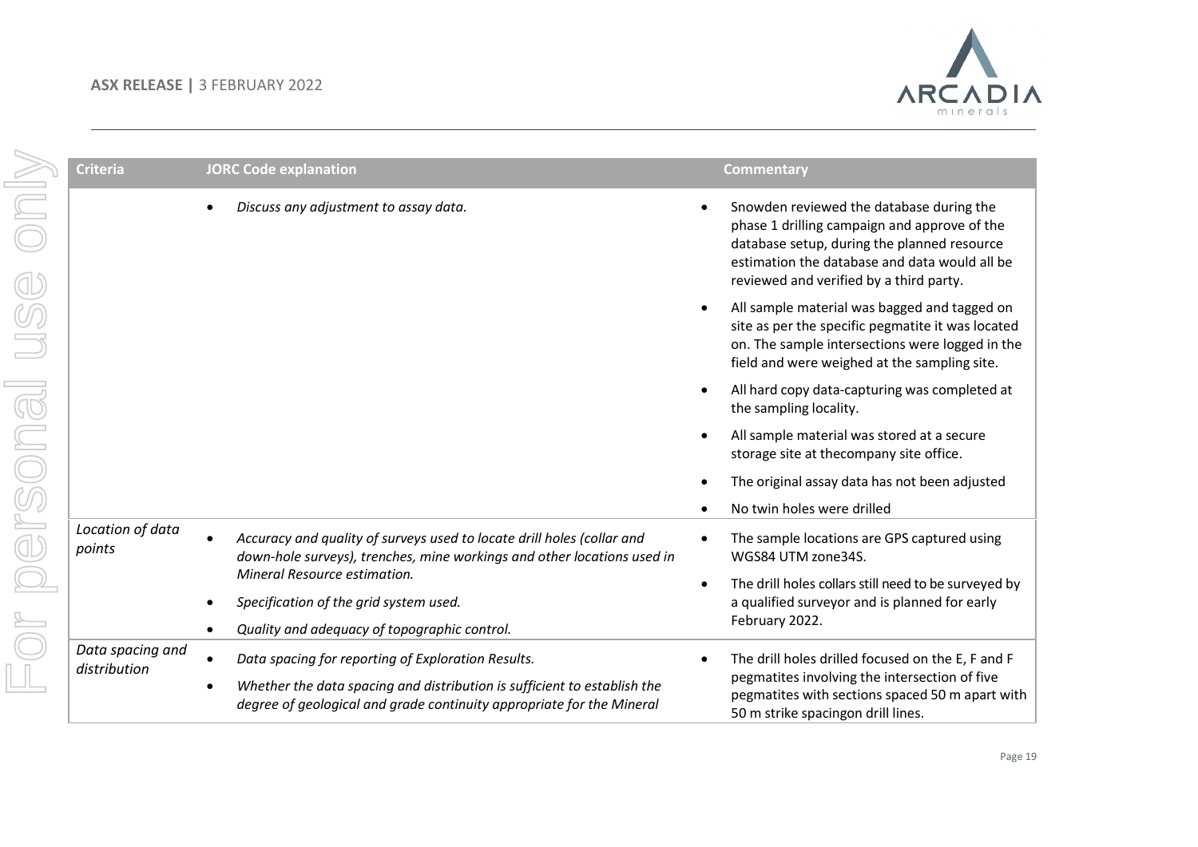| Criteria | JORC Code explanation | Commentary |
|---|---|---|
| | • *Discuss any adjustment to assay data.* | • Snowden reviewed the database during the phase 1 drilling campaign and approve of the database setup, during the planned resource estimation the database and data would all be reviewed and verified by a third party.<br>• All sample material was bagged and tagged on site as per the specific pegmatite it was located on. The sample intersections were logged in the field and were weighed at the sampling site.<br>• All hard copy data-capturing was completed at the sampling locality.<br>• All sample material was stored at a secure storage site at thecompany site office.<br>• The original assay data has not been adjusted<br>• No twin holes were drilled |
| *Location of data points* | • *Accuracy and quality of surveys used to locate drill holes (collar and down-hole surveys), trenches, mine workings and other locations used in Mineral Resource estimation.*<br>• *Specification of the grid system used.*<br>• *Quality and adequacy of topographic control.* | • The sample locations are GPS captured using WGS84 UTM zone34S.<br>• The drill holes collars still need to be surveyed by a qualified surveyor and is planned for early February 2022. |
| *Data spacing and distribution* | • *Data spacing for reporting of Exploration Results.*<br>• *Whether the data spacing and distribution is sufficient to establish the degree of geological and grade continuity appropriate for the Mineral* | • The drill holes drilled focused on the E, F and F pegmatites involving the intersection of five pegmatites with sections spaced 50 m apart with 50 m strike spacingon drill lines. |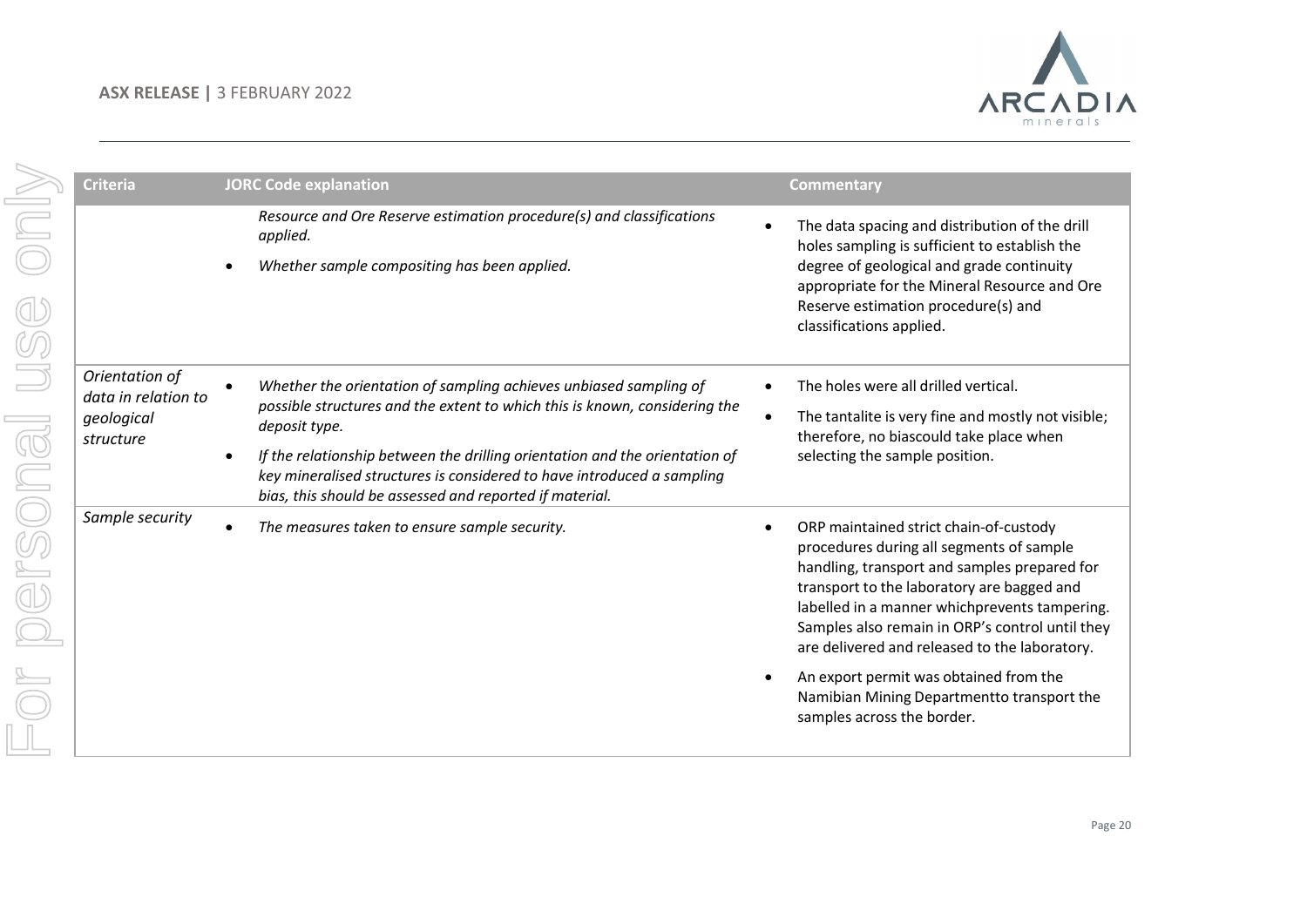| Criteria | JORC Code explanation | Commentary |
|---|---|---|
| | *Resource and Ore Reserve estimation procedure(s) and classifications applied.*<br>• *Whether sample compositing has been applied.* | • The data spacing and distribution of the drill holes sampling is sufficient to establish the degree of geological and grade continuity appropriate for the Mineral Resource and Ore Reserve estimation procedure(s) and classifications applied. |
| *Orientation of data in relation to geological structure* | • *Whether the orientation of sampling achieves unbiased sampling of possible structures and the extent to which this is known, considering the deposit type.*<br>• *If the relationship between the drilling orientation and the orientation of key mineralised structures is considered to have introduced a sampling bias, this should be assessed and reported if material.* | • The holes were all drilled vertical.<br>• The tantalite is very fine and mostly not visible; therefore, no biascould take place when selecting the sample position. |
| *Sample security* | • *The measures taken to ensure sample security.* | • ORP maintained strict chain-of-custody procedures during all segments of sample handling, transport and samples prepared for transport to the laboratory are bagged and labelled in a manner whichprevents tampering. Samples also remain in ORP's control until they are delivered and released to the laboratory.<br>• An export permit was obtained from the Namibian Mining Departmentto transport the samples across the border. |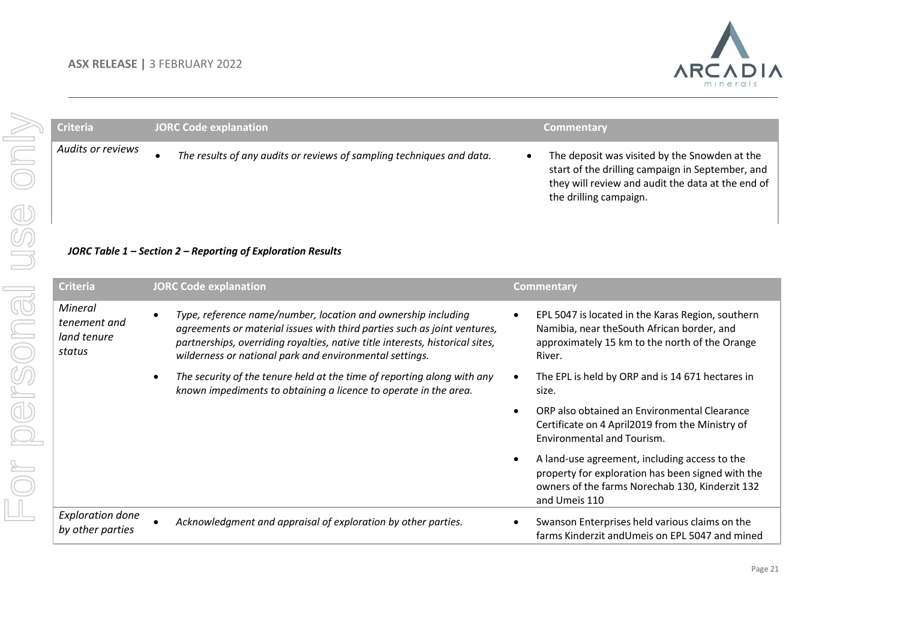| Criteria | JORC Code explanation | Commentary |
| --- | --- | --- |
| *Audits or reviews* | • *The results of any audits or reviews of sampling techniques and data.* | • The deposit was visited by the Snowden at the start of the drilling campaign in September, and they will review and audit the data at the end of the drilling campaign. |

***JORC Table 1 – Section 2 – Reporting of Exploration Results***

| Criteria | JORC Code explanation | Commentary |
| --- | --- | --- |
| *Mineral tenement and land tenure status* | • *Type, reference name/number, location and ownership including agreements or material issues with third parties such as joint ventures, partnerships, overriding royalties, native title interests, historical sites, wilderness or national park and environmental settings.*<br>• *The security of the tenure held at the time of reporting along with any known impediments to obtaining a licence to operate in the area.* | • EPL 5047 is located in the Karas Region, southern Namibia, near theSouth African border, and approximately 15 km to the north of the Orange River.<br>• The EPL is held by ORP and is 14 671 hectares in size.<br>• ORP also obtained an Environmental Clearance Certificate on 4 April2019 from the Ministry of Environmental and Tourism.<br>• A land-use agreement, including access to the property for exploration has been signed with the owners of the farms Norechab 130, Kinderzit 132 and Umeis 110 |
| *Exploration done by other parties* | • *Acknowledgment and appraisal of exploration by other parties.* | • Swanson Enterprises held various claims on the farms Kinderzit andUmeis on EPL 5047 and mined |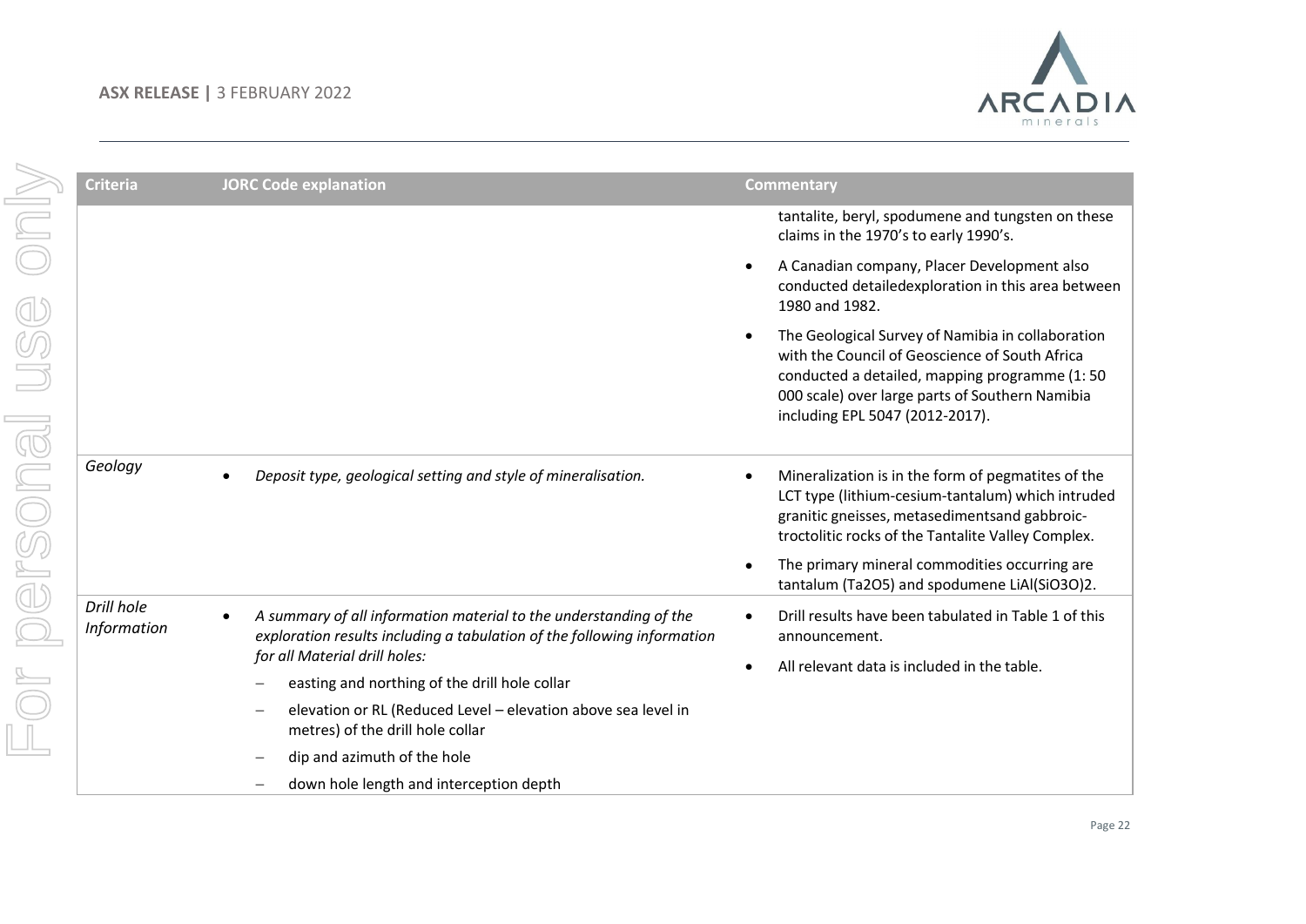| Criteria | JORC Code explanation | Commentary |
|---|---|---|
| | | tantalite, beryl, spodumene and tungsten on these claims in the 1970's to early 1990's.<br>• A Canadian company, Placer Development also conducted detailedexploration in this area between 1980 and 1982.<br>• The Geological Survey of Namibia in collaboration with the Council of Geoscience of South Africa conducted a detailed, mapping programme (1: 50 000 scale) over large parts of Southern Namibia including EPL 5047 (2012-2017). |
| *Geology* | • *Deposit type, geological setting and style of mineralisation.* | • Mineralization is in the form of pegmatites of the LCT type (lithium-cesium-tantalum) which intruded granitic gneisses, metasedimentsand gabbroic-troctolitic rocks of the Tantalite Valley Complex.<br>• The primary mineral commodities occurring are tantalum ($Ta_2O_5$) and spodumene $LiAl(SiO_3O)_2$. |
| *Drill hole Information* | • *A summary of all information material to the understanding of the exploration results including a tabulation of the following information for all Material drill holes:*<br>– easting and northing of the drill hole collar<br>– elevation or RL (Reduced Level – elevation above sea level in metres) of the drill hole collar<br>– dip and azimuth of the hole<br>– down hole length and interception depth | • Drill results have been tabulated in Table 1 of this announcement.<br>• All relevant data is included in the table. |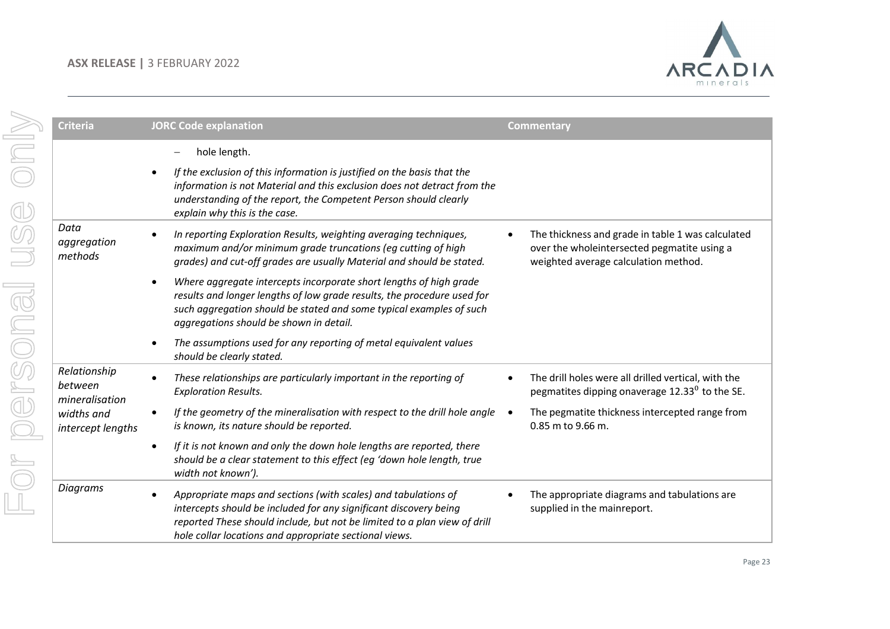| Criteria | JORC Code explanation | Commentary |
| --- | --- | --- |
| | – hole length.<br>• *If the exclusion of this information is justified on the basis that the information is not Material and this exclusion does not detract from the understanding of the report, the Competent Person should clearly explain why this is the case.* | |
| *Data aggregation methods* | • *In reporting Exploration Results, weighting averaging techniques, maximum and/or minimum grade truncations (eg cutting of high grades) and cut-off grades are usually Material and should be stated.*<br>• *Where aggregate intercepts incorporate short lengths of high grade results and longer lengths of low grade results, the procedure used for such aggregation should be stated and some typical examples of such aggregations should be shown in detail.*<br>• *The assumptions used for any reporting of metal equivalent values should be clearly stated.* | • The thickness and grade in table 1 was calculated over the wholeintersected pegmatite using a weighted average calculation method. |
| *Relationship between mineralisation widths and intercept lengths* | • *These relationships are particularly important in the reporting of Exploration Results.*<br>• *If the geometry of the mineralisation with respect to the drill hole angle is known, its nature should be reported.*<br>• *If it is not known and only the down hole lengths are reported, there should be a clear statement to this effect (eg 'down hole length, true width not known').* | • The drill holes were all drilled vertical, with the pegmatites dipping onaverage 12.33$^{0}$ to the SE.<br>• The pegmatite thickness intercepted range from 0.85 m to 9.66 m. |
| *Diagrams* | • *Appropriate maps and sections (with scales) and tabulations of intercepts should be included for any significant discovery being reported These should include, but not be limited to a plan view of drill hole collar locations and appropriate sectional views.* | • The appropriate diagrams and tabulations are supplied in the mainreport. |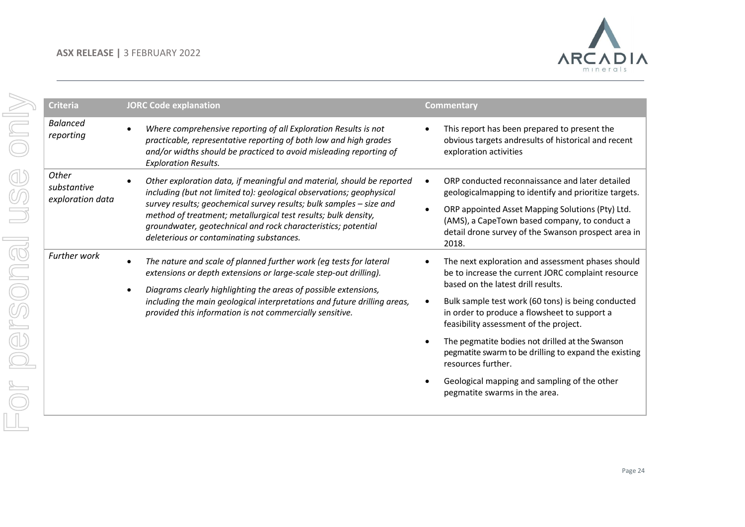| Criteria | JORC Code explanation | Commentary |
|---|---|---|
| *Balanced reporting* | • *Where comprehensive reporting of all Exploration Results is not practicable, representative reporting of both low and high grades and/or widths should be practiced to avoid misleading reporting of Exploration Results.* | • This report has been prepared to present the obvious targets andresults of historical and recent exploration activities |
| *Other substantive exploration data* | • *Other exploration data, if meaningful and material, should be reported including (but not limited to): geological observations; geophysical survey results; geochemical survey results; bulk samples – size and method of treatment; metallurgical test results; bulk density, groundwater, geotechnical and rock characteristics; potential deleterious or contaminating substances.* | • ORP conducted reconnaissance and later detailed geologicalmapping to identify and prioritize targets. <br> • ORP appointed Asset Mapping Solutions (Pty) Ltd. (AMS), a CapeTown based company, to conduct a detail drone survey of the Swanson prospect area in 2018. |
| *Further work* | • *The nature and scale of planned further work (eg tests for lateral extensions or depth extensions or large-scale step-out drilling).* <br> • *Diagrams clearly highlighting the areas of possible extensions, including the main geological interpretations and future drilling areas, provided this information is not commercially sensitive.* | • The next exploration and assessment phases should be to increase the current JORC complaint resource based on the latest drill results. <br> • Bulk sample test work (60 tons) is being conducted in order to produce a flowsheet to support a feasibility assessment of the project. <br> • The pegmatite bodies not drilled at the Swanson pegmatite swarm to be drilling to expand the existing resources further. <br> • Geological mapping and sampling of the other pegmatite swarms in the area. |